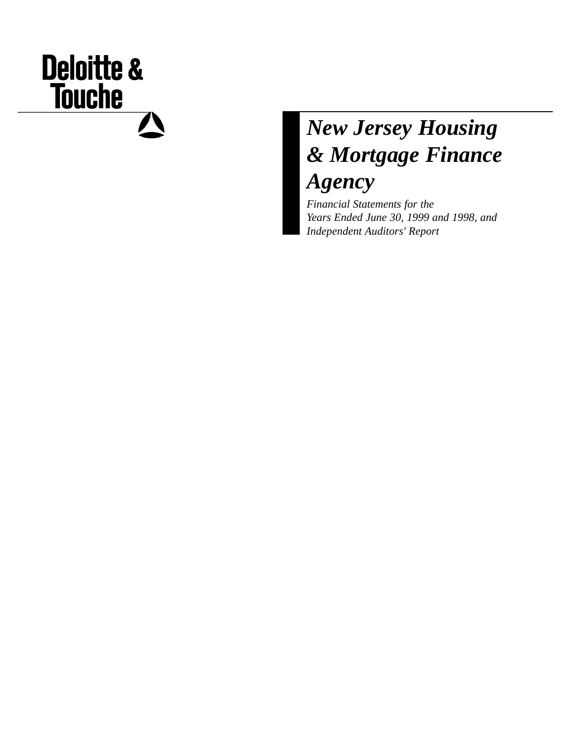Deloitte & Touche

# *New Jersey Housing & Mortgage Finance Agency*

*Financial Statements for the Years Ended June 30, 1999 and 1998, and Independent Auditors' Report*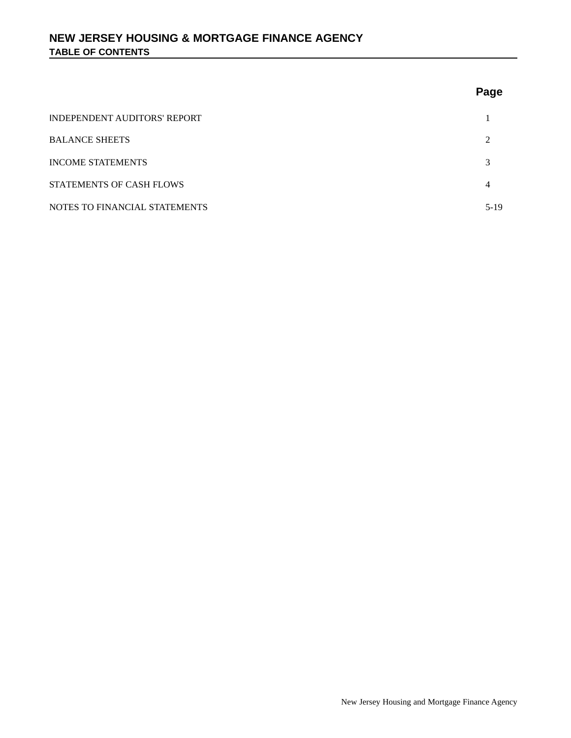# NEW JERSEY HOUSING & MORTGAGE FINANCE AGENCY

## TABLE OF CONTENTS

| | Page |
|---|---|
| INDEPENDENT AUDITORS' REPORT | 1 |
| BALANCE SHEETS | 2 |
| INCOME STATEMENTS | 3 |
| STATEMENTS OF CASH FLOWS | 4 |
| NOTES TO FINANCIAL STATEMENTS | 5-19 |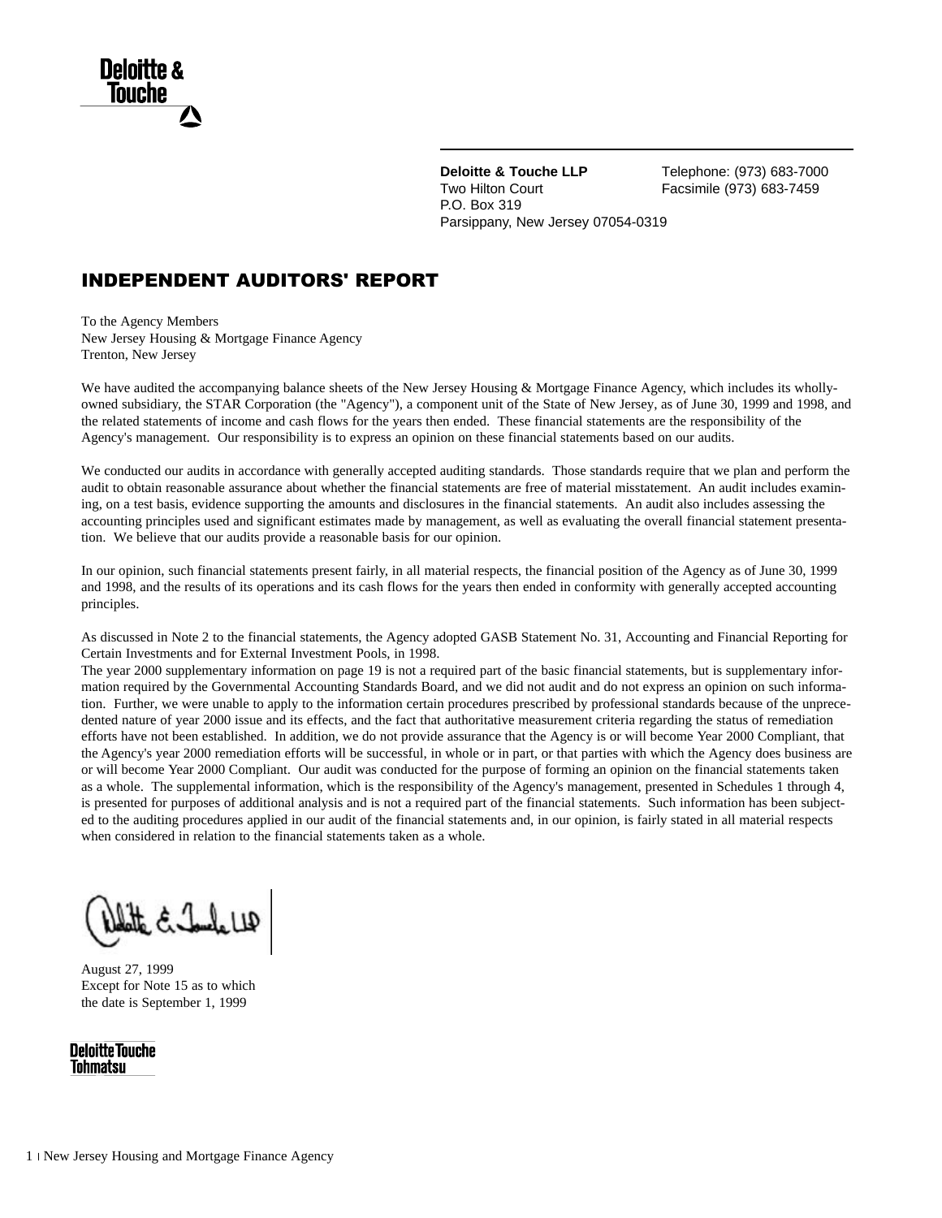**Deloitte & Touche**

**Deloitte & Touche LLP**
Two Hilton Court
P.O. Box 319
Parsippany, New Jersey 07054-0319

Telephone: (973) 683-7000
Facsimile (973) 683-7459

## INDEPENDENT AUDITORS' REPORT

To the Agency Members
New Jersey Housing & Mortgage Finance Agency
Trenton, New Jersey

We have audited the accompanying balance sheets of the New Jersey Housing & Mortgage Finance Agency, which includes its wholly-owned subsidiary, the STAR Corporation (the "Agency"), a component unit of the State of New Jersey, as of June 30, 1999 and 1998, and the related statements of income and cash flows for the years then ended. These financial statements are the responsibility of the Agency's management. Our responsibility is to express an opinion on these financial statements based on our audits.

We conducted our audits in accordance with generally accepted auditing standards. Those standards require that we plan and perform the audit to obtain reasonable assurance about whether the financial statements are free of material misstatement. An audit includes examining, on a test basis, evidence supporting the amounts and disclosures in the financial statements. An audit also includes assessing the accounting principles used and significant estimates made by management, as well as evaluating the overall financial statement presentation. We believe that our audits provide a reasonable basis for our opinion.

In our opinion, such financial statements present fairly, in all material respects, the financial position of the Agency as of June 30, 1999 and 1998, and the results of its operations and its cash flows for the years then ended in conformity with generally accepted accounting principles.

As discussed in Note 2 to the financial statements, the Agency adopted GASB Statement No. 31, Accounting and Financial Reporting for Certain Investments and for External Investment Pools, in 1998.
The year 2000 supplementary information on page 19 is not a required part of the basic financial statements, but is supplementary information required by the Governmental Accounting Standards Board, and we did not audit and do not express an opinion on such information. Further, we were unable to apply to the information certain procedures prescribed by professional standards because of the unprecedented nature of year 2000 issue and its effects, and the fact that authoritative measurement criteria regarding the status of remediation efforts have not been established. In addition, we do not provide assurance that the Agency is or will become Year 2000 Compliant, that the Agency's year 2000 remediation efforts will be successful, in whole or in part, or that parties with which the Agency does business are or will become Year 2000 Compliant. Our audit was conducted for the purpose of forming an opinion on the financial statements taken as a whole. The supplemental information, which is the responsibility of the Agency's management, presented in Schedules 1 through 4, is presented for purposes of additional analysis and is not a required part of the financial statements. Such information has been subjected to the auditing procedures applied in our audit of the financial statements and, in our opinion, is fairly stated in all material respects when considered in relation to the financial statements taken as a whole.

Deloitte & Touche LLP

August 27, 1999
Except for Note 15 as to which
the date is September 1, 1999

**Deloitte Touche Tohmatsu**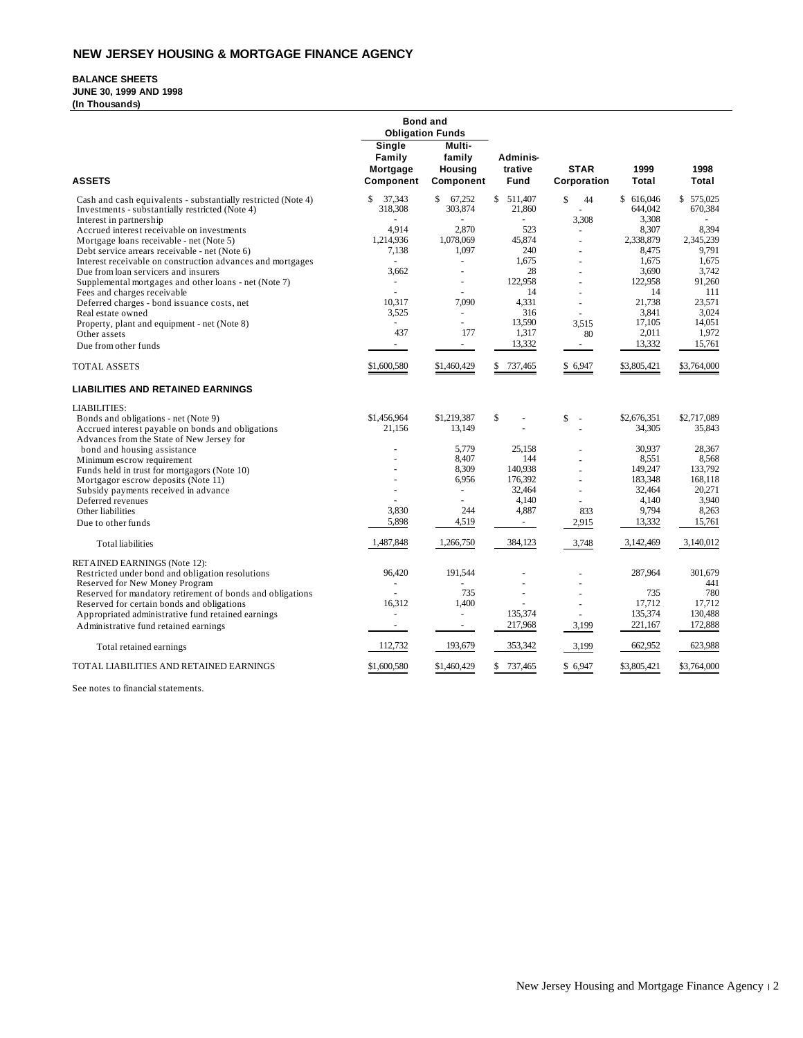# NEW JERSEY HOUSING & MORTGAGE FINANCE AGENCY

**BALANCE SHEETS**
**JUNE 30, 1999 AND 1998**
**(In Thousands)**

| | Bond and Obligation Funds | | | | | |
|---|---|---|---|---|---|---|
| **ASSETS** | **Single Family Mortgage Component** | **Multi-family Housing Component** | **Adminis-trative Fund** | **STAR Corporation** | **1999 Total** | **1998 Total** |
| Cash and cash equivalents - substantially restricted (Note 4) | $ 37,343 | $ 67,252 | $ 511,407 | $ 44 | $ 616,046 | $ 575,025 |
| Investments - substantially restricted (Note 4) | 318,308 | 303,874 | 21,860 | - | 644,042 | 670,384 |
| Interest in partnership | - | - | - | 3,308 | 3,308 | - |
| Accrued interest receivable on investments | 4,914 | 2,870 | 523 | - | 8,307 | 8,394 |
| Mortgage loans receivable - net (Note 5) | 1,214,936 | 1,078,069 | 45,874 | - | 2,338,879 | 2,345,239 |
| Debt service arrears receivable - net (Note 6) | 7,138 | 1,097 | 240 | - | 8,475 | 9,791 |
| Interest receivable on construction advances and mortgages | - | - | 1,675 | - | 1,675 | 1,675 |
| Due from loan servicers and insurers | 3,662 | - | 28 | - | 3,690 | 3,742 |
| Supplemental mortgages and other loans - net (Note 7) | - | - | 122,958 | - | 122,958 | 91,260 |
| Fees and charges receivable | - | - | 14 | - | 14 | 111 |
| Deferred charges - bond issuance costs, net | 10,317 | 7,090 | 4,331 | - | 21,738 | 23,571 |
| Real estate owned | 3,525 | - | 316 | - | 3,841 | 3,024 |
| Property, plant and equipment - net (Note 8) | - | - | 13,590 | 3,515 | 17,105 | 14,051 |
| Other assets | 437 | 177 | 1,317 | 80 | 2,011 | 1,972 |
| Due from other funds | - | - | 13,332 | - | 13,332 | 15,761 |
| TOTAL ASSETS | $1,600,580 | $1,460,429 | $ 737,465 | $ 6,947 | $3,805,421 | $3,764,000 |
| **LIABILITIES AND RETAINED EARNINGS** | | | | | | |
| LIABILITIES: | | | | | | |
| Bonds and obligations - net (Note 9) | $1,456,964 | $1,219,387 | $ - | $ - | $2,676,351 | $2,717,089 |
| Accrued interest payable on bonds and obligations | 21,156 | 13,149 | - | - | 34,305 | 35,843 |
| Advances from the State of New Jersey for bond and housing assistance | - | 5,779 | 25,158 | - | 30,937 | 28,367 |
| Minimum escrow requirement | - | 8,407 | 144 | - | 8,551 | 8,568 |
| Funds held in trust for mortgagors (Note 10) | - | 8,309 | 140,938 | - | 149,247 | 133,792 |
| Mortgagor escrow deposits (Note 11) | - | 6,956 | 176,392 | - | 183,348 | 168,118 |
| Subsidy payments received in advance | - | - | 32,464 | - | 32,464 | 20,271 |
| Deferred revenues | - | - | 4,140 | - | 4,140 | 3,940 |
| Other liabilities | 3,830 | 244 | 4,887 | 833 | 9,794 | 8,263 |
| Due to other funds | 5,898 | 4,519 | - | 2,915 | 13,332 | 15,761 |
| Total liabilities | 1,487,848 | 1,266,750 | 384,123 | 3,748 | 3,142,469 | 3,140,012 |
| RETAINED EARNINGS (Note 12): | | | | | | |
| Restricted under bond and obligation resolutions | 96,420 | 191,544 | - | - | 287,964 | 301,679 |
| Reserved for New Money Program | - | - | - | - | | 441 |
| Reserved for mandatory retirement of bonds and obligations | - | 735 | - | - | 735 | 780 |
| Reserved for certain bonds and obligations | 16,312 | 1,400 | - | - | 17,712 | 17,712 |
| Appropriated administrative fund retained earnings | - | - | 135,374 | - | 135,374 | 130,488 |
| Administrative fund retained earnings | - | - | 217,968 | 3,199 | 221,167 | 172,888 |
| Total retained earnings | 112,732 | 193,679 | 353,342 | 3,199 | 662,952 | 623,988 |
| TOTAL LIABILITIES AND RETAINED EARNINGS | $1,600,580 | $1,460,429 | $ 737,465 | $ 6,947 | $3,805,421 | $3,764,000 |

See notes to financial statements.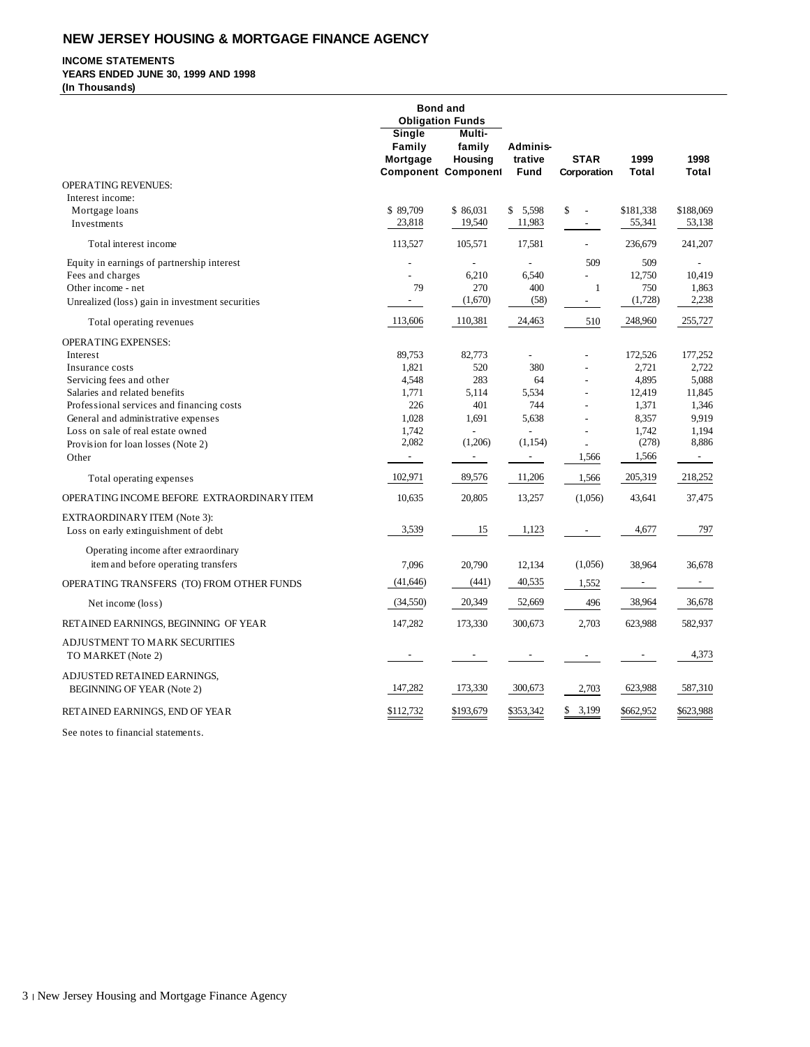## NEW JERSEY HOUSING & MORTGAGE FINANCE AGENCY

**INCOME STATEMENTS**
**YEARS ENDED JUNE 30, 1999 AND 1998**
**(In Thousands)**

| | Bond and Obligation Funds | | | | | |
|---|---|---|---|---|---|---|
| | Single Family Mortgage Component | Multi-family Housing Component | Adminis-trative Fund | STAR Corporation | 1999 Total | 1998 Total |
| OPERATING REVENUES: | | | | | | |
| Interest income: | | | | | | |
| Mortgage loans | $ 89,709 | $ 86,031 | $ 5,598 | $ - | $181,338 | $188,069 |
| Investments | 23,818 | 19,540 | 11,983 | - | 55,341 | 53,138 |
| Total interest income | 113,527 | 105,571 | 17,581 | - | 236,679 | 241,207 |
| Equity in earnings of partnership interest | - | - | - | 509 | 509 | - |
| Fees and charges | - | 6,210 | 6,540 | - | 12,750 | 10,419 |
| Other income - net | 79 | 270 | 400 | 1 | 750 | 1,863 |
| Unrealized (loss) gain in investment securities | - | (1,670) | (58) | - | (1,728) | 2,238 |
| Total operating revenues | 113,606 | 110,381 | 24,463 | 510 | 248,960 | 255,727 |
| OPERATING EXPENSES: | | | | | | |
| Interest | 89,753 | 82,773 | - | - | 172,526 | 177,252 |
| Insurance costs | 1,821 | 520 | 380 | - | 2,721 | 2,722 |
| Servicing fees and other | 4,548 | 283 | 64 | - | 4,895 | 5,088 |
| Salaries and related benefits | 1,771 | 5,114 | 5,534 | - | 12,419 | 11,845 |
| Professional services and financing costs | 226 | 401 | 744 | - | 1,371 | 1,346 |
| General and administrative expenses | 1,028 | 1,691 | 5,638 | - | 8,357 | 9,919 |
| Loss on sale of real estate owned | 1,742 | - | - | - | 1,742 | 1,194 |
| Provision for loan losses (Note 2) | 2,082 | (1,206) | (1,154) | - | (278) | 8,886 |
| Other | - | - | - | 1,566 | 1,566 | - |
| Total operating expenses | 102,971 | 89,576 | 11,206 | 1,566 | 205,319 | 218,252 |
| OPERATING INCOME BEFORE EXTRAORDINARY ITEM | 10,635 | 20,805 | 13,257 | (1,056) | 43,641 | 37,475 |
| EXTRAORDINARY ITEM (Note 3): | | | | | | |
| Loss on early extinguishment of debt | 3,539 | 15 | 1,123 | - | 4,677 | 797 |
| Operating income after extraordinary item and before operating transfers | 7,096 | 20,790 | 12,134 | (1,056) | 38,964 | 36,678 |
| OPERATING TRANSFERS (TO) FROM OTHER FUNDS | (41,646) | (441) | 40,535 | 1,552 | - | - |
| Net income (loss) | (34,550) | 20,349 | 52,669 | 496 | 38,964 | 36,678 |
| RETAINED EARNINGS, BEGINNING OF YEAR | 147,282 | 173,330 | 300,673 | 2,703 | 623,988 | 582,937 |
| ADJUSTMENT TO MARK SECURITIES TO MARKET (Note 2) | - | - | - | - | - | 4,373 |
| ADJUSTED RETAINED EARNINGS, BEGINNING OF YEAR (Note 2) | 147,282 | 173,330 | 300,673 | 2,703 | 623,988 | 587,310 |
| RETAINED EARNINGS, END OF YEAR | $112,732 | $193,679 | $353,342 | $ 3,199 | $662,952 | $623,988 |

See notes to financial statements.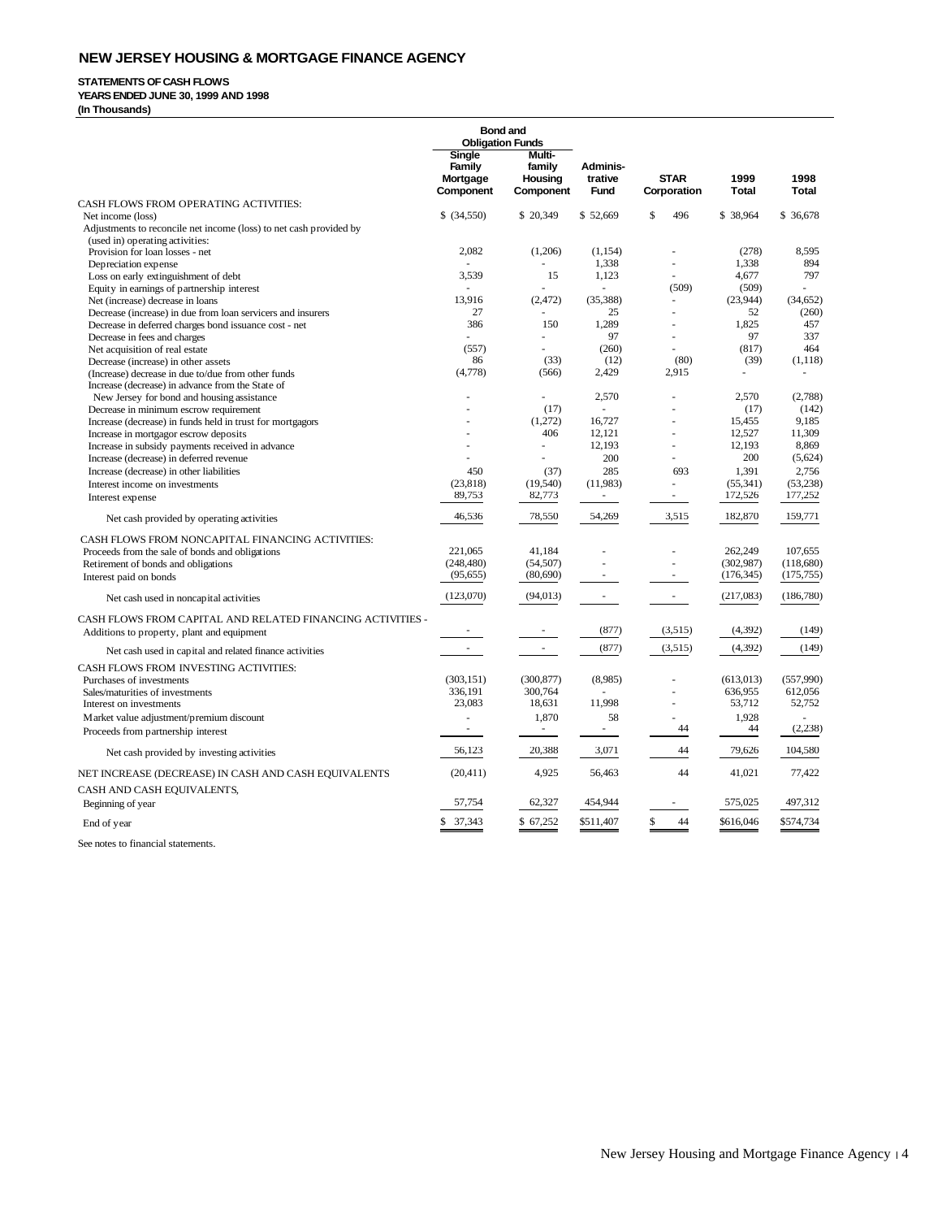# NEW JERSEY HOUSING & MORTGAGE FINANCE AGENCY

**STATEMENTS OF CASH FLOWS**
**YEARS ENDED JUNE 30, 1999 AND 1998**
**(In Thousands)**

| | Bond and Obligation Funds | | | | | |
|---|---|---|---|---|---|---|
| | Single Family Mortgage Component | Multi-family Housing Component | Adminis-trative Fund | STAR Corporation | 1999 Total | 1998 Total |
| CASH FLOWS FROM OPERATING ACTIVITIES: | | | | | | |
| Net income (loss) | $ (34,550) | $ 20,349 | $ 52,669 | $ 496 | $ 38,964 | $ 36,678 |
| Adjustments to reconcile net income (loss) to net cash provided by (used in) operating activities: | | | | | | |
| Provision for loan losses - net | 2,082 | (1,206) | (1,154) | - | (278) | 8,595 |
| Depreciation expense | - | - | 1,338 | - | 1,338 | 894 |
| Loss on early extinguishment of debt | 3,539 | 15 | 1,123 | - | 4,677 | 797 |
| Equity in earnings of partnership interest | - | - | - | (509) | (509) | - |
| Net (increase) decrease in loans | 13,916 | (2,472) | (35,388) | - | (23,944) | (34,652) |
| Decrease (increase) in due from loan servicers and insurers | 27 | - | 25 | - | 52 | (260) |
| Decrease in deferred charges bond issuance cost - net | 386 | 150 | 1,289 | - | 1,825 | 457 |
| Decrease in fees and charges | - | - | 97 | - | 97 | 337 |
| Net acquisition of real estate | (557) | - | (260) | - | (817) | 464 |
| Decrease (increase) in other assets | 86 | (33) | (12) | (80) | (39) | (1,118) |
| (Increase) decrease in due to/due from other funds | (4,778) | (566) | 2,429 | 2,915 | - | - |
| Increase (decrease) in advance from the State of New Jersey for bond and housing assistance | - | - | 2,570 | - | 2,570 | (2,788) |
| Decrease in minimum escrow requirement | - | (17) | - | - | (17) | (142) |
| Increase (decrease) in funds held in trust for mortgagors | - | (1,272) | 16,727 | - | 15,455 | 9,185 |
| Increase in mortgagor escrow deposits | - | 406 | 12,121 | - | 12,527 | 11,309 |
| Increase in subsidy payments received in advance | - | - | 12,193 | - | 12,193 | 8,869 |
| Increase (decrease) in deferred revenue | - | - | 200 | - | 200 | (5,624) |
| Increase (decrease) in other liabilities | 450 | (37) | 285 | 693 | 1,391 | 2,756 |
| Interest income on investments | (23,818) | (19,540) | (11,983) | - | (55,341) | (53,238) |
| Interest expense | 89,753 | 82,773 | - | - | 172,526 | 177,252 |
| Net cash provided by operating activities | 46,536 | 78,550 | 54,269 | 3,515 | 182,870 | 159,771 |
| CASH FLOWS FROM NONCAPITAL FINANCING ACTIVITIES: | | | | | | |
| Proceeds from the sale of bonds and obligations | 221,065 | 41,184 | - | - | 262,249 | 107,655 |
| Retirement of bonds and obligations | (248,480) | (54,507) | - | - | (302,987) | (118,680) |
| Interest paid on bonds | (95,655) | (80,690) | - | - | (176,345) | (175,755) |
| Net cash used in noncapital activities | (123,070) | (94,013) | - | - | (217,083) | (186,780) |
| CASH FLOWS FROM CAPITAL AND RELATED FINANCING ACTIVITIES - | | | | | | |
| Additions to property, plant and equipment | - | - | (877) | (3,515) | (4,392) | (149) |
| Net cash used in capital and related finance activities | - | - | (877) | (3,515) | (4,392) | (149) |
| CASH FLOWS FROM INVESTING ACTIVITIES: | | | | | | |
| Purchases of investments | (303,151) | (300,877) | (8,985) | - | (613,013) | (557,990) |
| Sales/maturities of investments | 336,191 | 300,764 | - | - | 636,955 | 612,056 |
| Interest on investments | 23,083 | 18,631 | 11,998 | - | 53,712 | 52,752 |
| Market value adjustment/premium discount | - | 1,870 | 58 | - | 1,928 | - |
| Proceeds from partnership interest | - | - | - | 44 | 44 | (2,238) |
| Net cash provided by investing activities | 56,123 | 20,388 | 3,071 | 44 | 79,626 | 104,580 |
| NET INCREASE (DECREASE) IN CASH AND CASH EQUIVALENTS | (20,411) | 4,925 | 56,463 | 44 | 41,021 | 77,422 |
| CASH AND CASH EQUIVALENTS, | | | | | | |
| Beginning of year | 57,754 | 62,327 | 454,944 | - | 575,025 | 497,312 |
| End of year | $ 37,343 | $ 67,252 | $511,407 | $ 44 | $616,046 | $574,734 |

See notes to financial statements.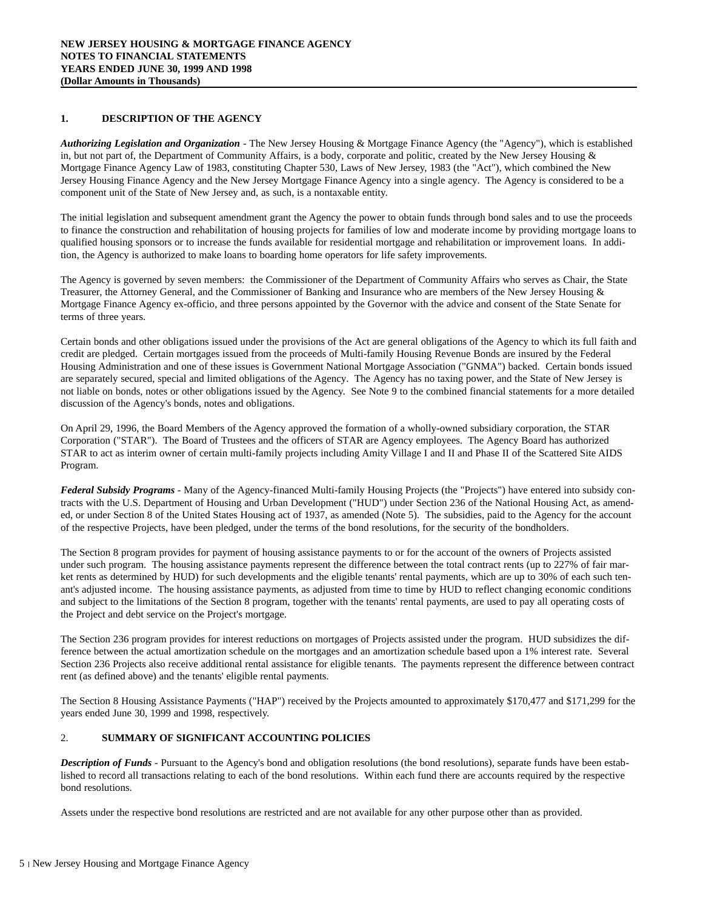**NEW JERSEY HOUSING & MORTGAGE FINANCE AGENCY**
**NOTES TO FINANCIAL STATEMENTS**
**YEARS ENDED JUNE 30, 1999 AND 1998**
**(Dollar Amounts in Thousands)**

## 1. DESCRIPTION OF THE AGENCY

***Authorizing Legislation and Organization*** - The New Jersey Housing & Mortgage Finance Agency (the "Agency"), which is established in, but not part of, the Department of Community Affairs, is a body, corporate and politic, created by the New Jersey Housing & Mortgage Finance Agency Law of 1983, constituting Chapter 530, Laws of New Jersey, 1983 (the "Act"), which combined the New Jersey Housing Finance Agency and the New Jersey Mortgage Finance Agency into a single agency. The Agency is considered to be a component unit of the State of New Jersey and, as such, is a nontaxable entity.

The initial legislation and subsequent amendment grant the Agency the power to obtain funds through bond sales and to use the proceeds to finance the construction and rehabilitation of housing projects for families of low and moderate income by providing mortgage loans to qualified housing sponsors or to increase the funds available for residential mortgage and rehabilitation or improvement loans. In addition, the Agency is authorized to make loans to boarding home operators for life safety improvements.

The Agency is governed by seven members: the Commissioner of the Department of Community Affairs who serves as Chair, the State Treasurer, the Attorney General, and the Commissioner of Banking and Insurance who are members of the New Jersey Housing & Mortgage Finance Agency ex-officio, and three persons appointed by the Governor with the advice and consent of the State Senate for terms of three years.

Certain bonds and other obligations issued under the provisions of the Act are general obligations of the Agency to which its full faith and credit are pledged. Certain mortgages issued from the proceeds of Multi-family Housing Revenue Bonds are insured by the Federal Housing Administration and one of these issues is Government National Mortgage Association ("GNMA") backed. Certain bonds issued are separately secured, special and limited obligations of the Agency. The Agency has no taxing power, and the State of New Jersey is not liable on bonds, notes or other obligations issued by the Agency. See Note 9 to the combined financial statements for a more detailed discussion of the Agency's bonds, notes and obligations.

On April 29, 1996, the Board Members of the Agency approved the formation of a wholly-owned subsidiary corporation, the STAR Corporation ("STAR"). The Board of Trustees and the officers of STAR are Agency employees. The Agency Board has authorized STAR to act as interim owner of certain multi-family projects including Amity Village I and II and Phase II of the Scattered Site AIDS Program.

***Federal Subsidy Programs*** - Many of the Agency-financed Multi-family Housing Projects (the "Projects") have entered into subsidy contracts with the U.S. Department of Housing and Urban Development ("HUD") under Section 236 of the National Housing Act, as amended, or under Section 8 of the United States Housing act of 1937, as amended (Note 5). The subsidies, paid to the Agency for the account of the respective Projects, have been pledged, under the terms of the bond resolutions, for the security of the bondholders.

The Section 8 program provides for payment of housing assistance payments to or for the account of the owners of Projects assisted under such program. The housing assistance payments represent the difference between the total contract rents (up to 227% of fair market rents as determined by HUD) for such developments and the eligible tenants' rental payments, which are up to 30% of each such tenant's adjusted income. The housing assistance payments, as adjusted from time to time by HUD to reflect changing economic conditions and subject to the limitations of the Section 8 program, together with the tenants' rental payments, are used to pay all operating costs of the Project and debt service on the Project's mortgage.

The Section 236 program provides for interest reductions on mortgages of Projects assisted under the program. HUD subsidizes the difference between the actual amortization schedule on the mortgages and an amortization schedule based upon a 1% interest rate. Several Section 236 Projects also receive additional rental assistance for eligible tenants. The payments represent the difference between contract rent (as defined above) and the tenants' eligible rental payments.

The Section 8 Housing Assistance Payments ("HAP") received by the Projects amounted to approximately $170,477 and $171,299 for the years ended June 30, 1999 and 1998, respectively.

## 2. SUMMARY OF SIGNIFICANT ACCOUNTING POLICIES

***Description of Funds*** - Pursuant to the Agency's bond and obligation resolutions (the bond resolutions), separate funds have been established to record all transactions relating to each of the bond resolutions. Within each fund there are accounts required by the respective bond resolutions.

Assets under the respective bond resolutions are restricted and are not available for any other purpose other than as provided.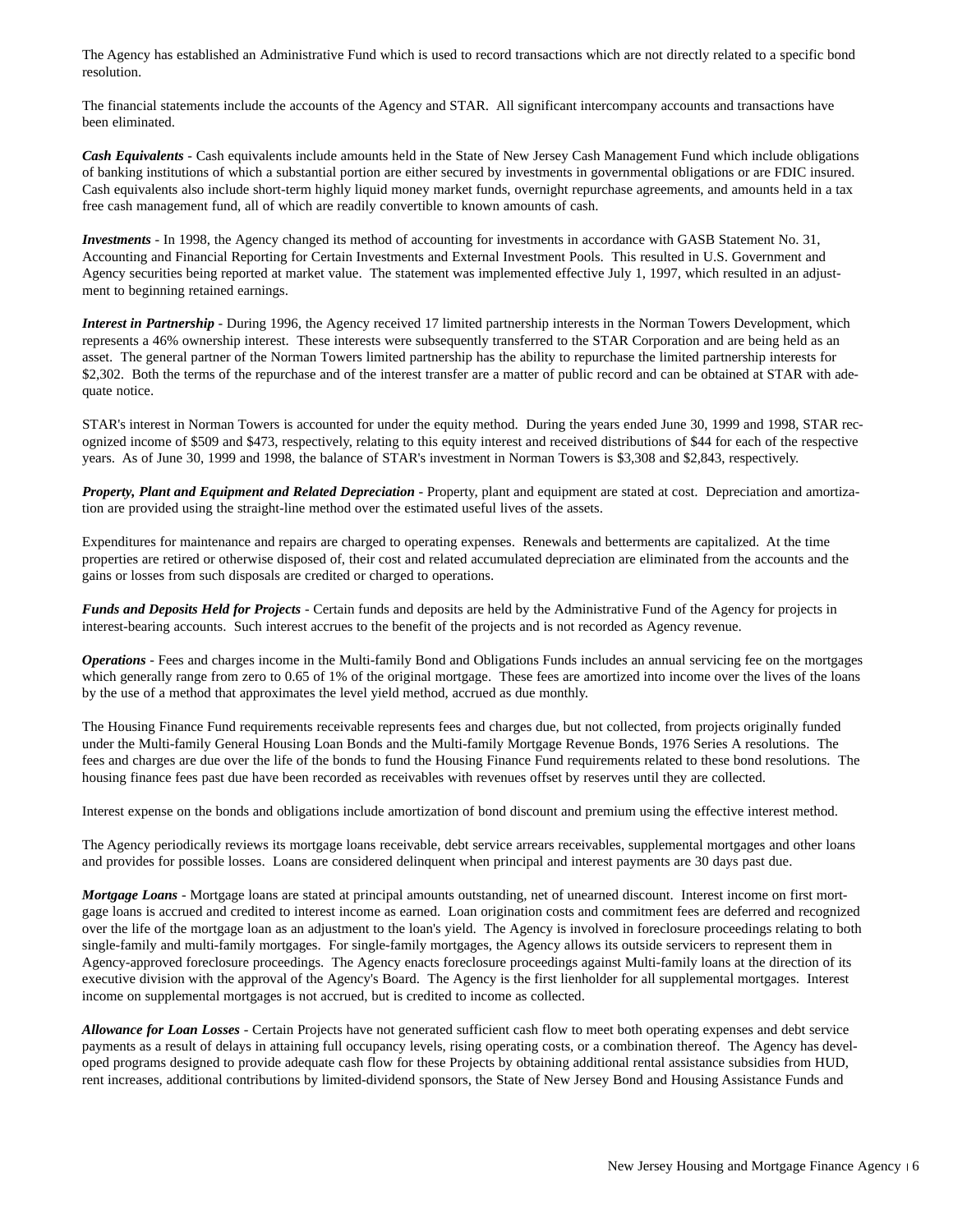The Agency has established an Administrative Fund which is used to record transactions which are not directly related to a specific bond resolution.

The financial statements include the accounts of the Agency and STAR. All significant intercompany accounts and transactions have been eliminated.

***Cash Equivalents*** - Cash equivalents include amounts held in the State of New Jersey Cash Management Fund which include obligations of banking institutions of which a substantial portion are either secured by investments in governmental obligations or are FDIC insured. Cash equivalents also include short-term highly liquid money market funds, overnight repurchase agreements, and amounts held in a tax free cash management fund, all of which are readily convertible to known amounts of cash.

***Investments*** - In 1998, the Agency changed its method of accounting for investments in accordance with GASB Statement No. 31, Accounting and Financial Reporting for Certain Investments and External Investment Pools. This resulted in U.S. Government and Agency securities being reported at market value. The statement was implemented effective July 1, 1997, which resulted in an adjustment to beginning retained earnings.

***Interest in Partnership*** - During 1996, the Agency received 17 limited partnership interests in the Norman Towers Development, which represents a 46% ownership interest. These interests were subsequently transferred to the STAR Corporation and are being held as an asset. The general partner of the Norman Towers limited partnership has the ability to repurchase the limited partnership interests for $2,302. Both the terms of the repurchase and of the interest transfer are a matter of public record and can be obtained at STAR with adequate notice.

STAR's interest in Norman Towers is accounted for under the equity method. During the years ended June 30, 1999 and 1998, STAR recognized income of $509 and $473, respectively, relating to this equity interest and received distributions of $44 for each of the respective years. As of June 30, 1999 and 1998, the balance of STAR's investment in Norman Towers is $3,308 and $2,843, respectively.

***Property, Plant and Equipment and Related Depreciation*** - Property, plant and equipment are stated at cost. Depreciation and amortization are provided using the straight-line method over the estimated useful lives of the assets.

Expenditures for maintenance and repairs are charged to operating expenses. Renewals and betterments are capitalized. At the time properties are retired or otherwise disposed of, their cost and related accumulated depreciation are eliminated from the accounts and the gains or losses from such disposals are credited or charged to operations.

***Funds and Deposits Held for Projects*** - Certain funds and deposits are held by the Administrative Fund of the Agency for projects in interest-bearing accounts. Such interest accrues to the benefit of the projects and is not recorded as Agency revenue.

***Operations*** - Fees and charges income in the Multi-family Bond and Obligations Funds includes an annual servicing fee on the mortgages which generally range from zero to 0.65 of 1% of the original mortgage. These fees are amortized into income over the lives of the loans by the use of a method that approximates the level yield method, accrued as due monthly.

The Housing Finance Fund requirements receivable represents fees and charges due, but not collected, from projects originally funded under the Multi-family General Housing Loan Bonds and the Multi-family Mortgage Revenue Bonds, 1976 Series A resolutions. The fees and charges are due over the life of the bonds to fund the Housing Finance Fund requirements related to these bond resolutions. The housing finance fees past due have been recorded as receivables with revenues offset by reserves until they are collected.

Interest expense on the bonds and obligations include amortization of bond discount and premium using the effective interest method.

The Agency periodically reviews its mortgage loans receivable, debt service arrears receivables, supplemental mortgages and other loans and provides for possible losses. Loans are considered delinquent when principal and interest payments are 30 days past due.

***Mortgage Loans*** - Mortgage loans are stated at principal amounts outstanding, net of unearned discount. Interest income on first mortgage loans is accrued and credited to interest income as earned. Loan origination costs and commitment fees are deferred and recognized over the life of the mortgage loan as an adjustment to the loan's yield. The Agency is involved in foreclosure proceedings relating to both single-family and multi-family mortgages. For single-family mortgages, the Agency allows its outside servicers to represent them in Agency-approved foreclosure proceedings. The Agency enacts foreclosure proceedings against Multi-family loans at the direction of its executive division with the approval of the Agency's Board. The Agency is the first lienholder for all supplemental mortgages. Interest income on supplemental mortgages is not accrued, but is credited to income as collected.

***Allowance for Loan Losses*** - Certain Projects have not generated sufficient cash flow to meet both operating expenses and debt service payments as a result of delays in attaining full occupancy levels, rising operating costs, or a combination thereof. The Agency has developed programs designed to provide adequate cash flow for these Projects by obtaining additional rental assistance subsidies from HUD, rent increases, additional contributions by limited-dividend sponsors, the State of New Jersey Bond and Housing Assistance Funds and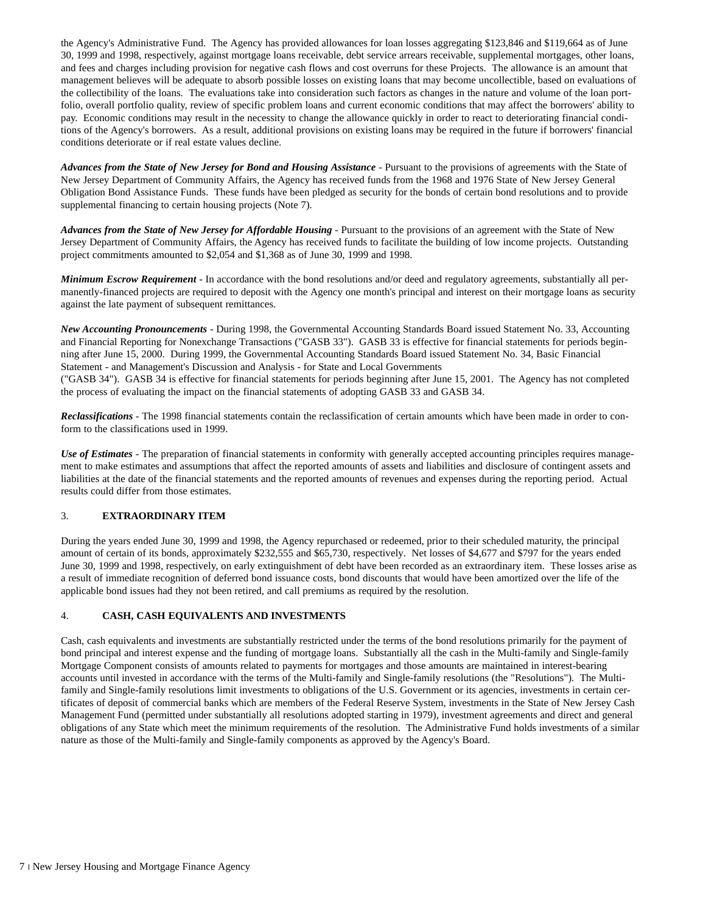the Agency's Administrative Fund. The Agency has provided allowances for loan losses aggregating $123,846 and $119,664 as of June 30, 1999 and 1998, respectively, against mortgage loans receivable, debt service arrears receivable, supplemental mortgages, other loans, and fees and charges including provision for negative cash flows and cost overruns for these Projects. The allowance is an amount that management believes will be adequate to absorb possible losses on existing loans that may become uncollectible, based on evaluations of the collectibility of the loans. The evaluations take into consideration such factors as changes in the nature and volume of the loan portfolio, overall portfolio quality, review of specific problem loans and current economic conditions that may affect the borrowers' ability to pay. Economic conditions may result in the necessity to change the allowance quickly in order to react to deteriorating financial conditions of the Agency's borrowers. As a result, additional provisions on existing loans may be required in the future if borrowers' financial conditions deteriorate or if real estate values decline.

***Advances from the State of New Jersey for Bond and Housing Assistance*** - Pursuant to the provisions of agreements with the State of New Jersey Department of Community Affairs, the Agency has received funds from the 1968 and 1976 State of New Jersey General Obligation Bond Assistance Funds. These funds have been pledged as security for the bonds of certain bond resolutions and to provide supplemental financing to certain housing projects (Note 7).

***Advances from the State of New Jersey for Affordable Housing*** - Pursuant to the provisions of an agreement with the State of New Jersey Department of Community Affairs, the Agency has received funds to facilitate the building of low income projects. Outstanding project commitments amounted to $2,054 and $1,368 as of June 30, 1999 and 1998.

***Minimum Escrow Requirement*** - In accordance with the bond resolutions and/or deed and regulatory agreements, substantially all permanently-financed projects are required to deposit with the Agency one month's principal and interest on their mortgage loans as security against the late payment of subsequent remittances.

***New Accounting Pronouncements*** - During 1998, the Governmental Accounting Standards Board issued Statement No. 33, Accounting and Financial Reporting for Nonexchange Transactions ("GASB 33"). GASB 33 is effective for financial statements for periods beginning after June 15, 2000. During 1999, the Governmental Accounting Standards Board issued Statement No. 34, Basic Financial Statement - and Management's Discussion and Analysis - for State and Local Governments ("GASB 34"). GASB 34 is effective for financial statements for periods beginning after June 15, 2001. The Agency has not completed the process of evaluating the impact on the financial statements of adopting GASB 33 and GASB 34.

***Reclassifications*** - The 1998 financial statements contain the reclassification of certain amounts which have been made in order to conform to the classifications used in 1999.

***Use of Estimates*** - The preparation of financial statements in conformity with generally accepted accounting principles requires management to make estimates and assumptions that affect the reported amounts of assets and liabilities and disclosure of contingent assets and liabilities at the date of the financial statements and the reported amounts of revenues and expenses during the reporting period. Actual results could differ from those estimates.

## 3. EXTRAORDINARY ITEM

During the years ended June 30, 1999 and 1998, the Agency repurchased or redeemed, prior to their scheduled maturity, the principal amount of certain of its bonds, approximately $232,555 and $65,730, respectively. Net losses of $4,677 and $797 for the years ended June 30, 1999 and 1998, respectively, on early extinguishment of debt have been recorded as an extraordinary item. These losses arise as a result of immediate recognition of deferred bond issuance costs, bond discounts that would have been amortized over the life of the applicable bond issues had they not been retired, and call premiums as required by the resolution.

## 4. CASH, CASH EQUIVALENTS AND INVESTMENTS

Cash, cash equivalents and investments are substantially restricted under the terms of the bond resolutions primarily for the payment of bond principal and interest expense and the funding of mortgage loans. Substantially all the cash in the Multi-family and Single-family Mortgage Component consists of amounts related to payments for mortgages and those amounts are maintained in interest-bearing accounts until invested in accordance with the terms of the Multi-family and Single-family resolutions (the "Resolutions"). The Multi-family and Single-family resolutions limit investments to obligations of the U.S. Government or its agencies, investments in certain certificates of deposit of commercial banks which are members of the Federal Reserve System, investments in the State of New Jersey Cash Management Fund (permitted under substantially all resolutions adopted starting in 1979), investment agreements and direct and general obligations of any State which meet the minimum requirements of the resolution. The Administrative Fund holds investments of a similar nature as those of the Multi-family and Single-family components as approved by the Agency's Board.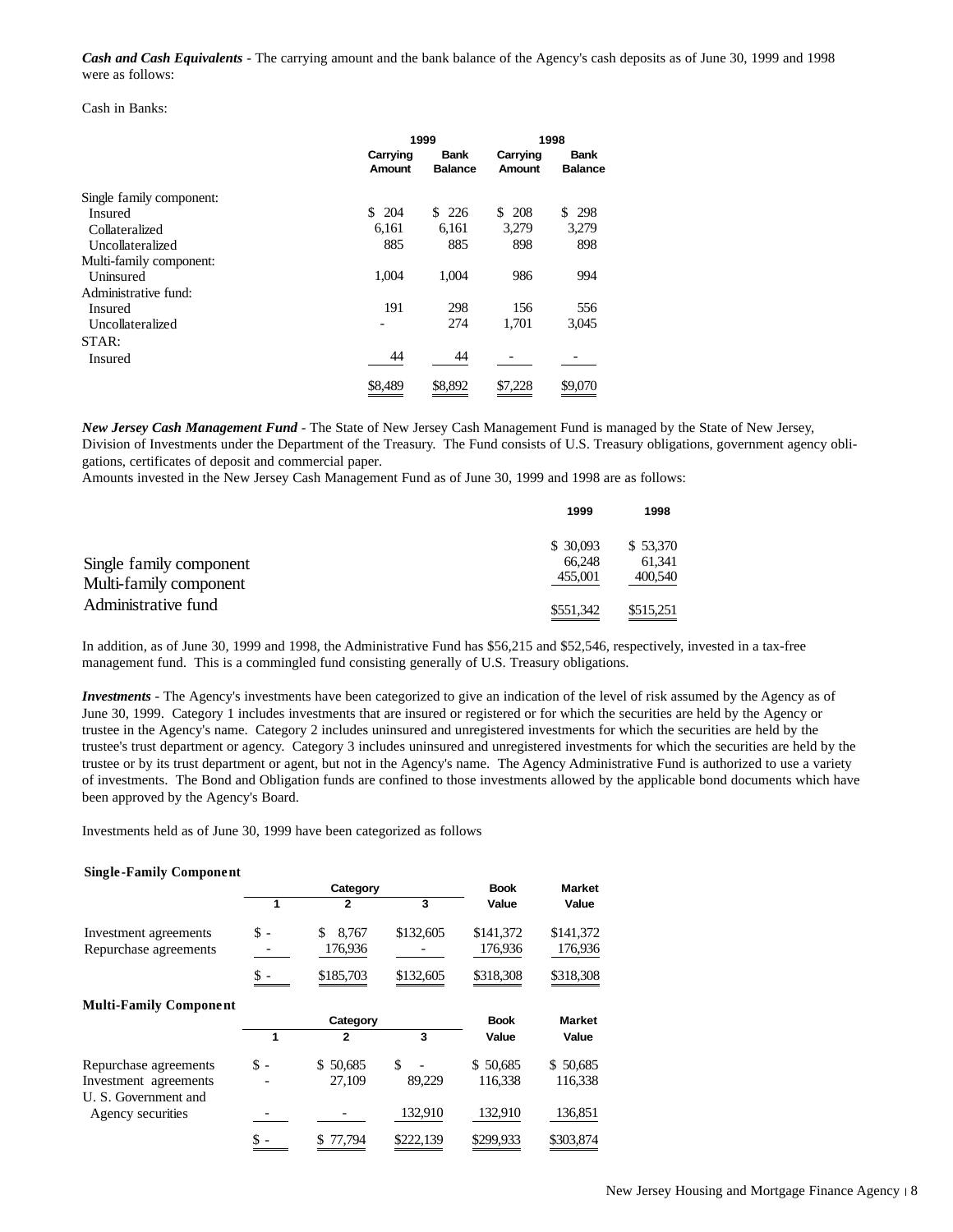***Cash and Cash Equivalents*** - The carrying amount and the bank balance of the Agency's cash deposits as of June 30, 1999 and 1998 were as follows:

Cash in Banks:

| | 1999 | | 1998 | |
|---|---|---|---|---|
| | Carrying Amount | Bank Balance | Carrying Amount | Bank Balance |
| Single family component: | | | | |
| Insured | $ 204 | $ 226 | $ 208 | $ 298 |
| Collateralized | 6,161 | 6,161 | 3,279 | 3,279 |
| Uncollateralized | 885 | 885 | 898 | 898 |
| Multi-family component: | | | | |
| Uninsured | 1,004 | 1,004 | 986 | 994 |
| Administrative fund: | | | | |
| Insured | 191 | 298 | 156 | 556 |
| Uncollateralized | - | 274 | 1,701 | 3,045 |
| STAR: | | | | |
| Insured | 44 | 44 | - | - |
| | $8,489 | $8,892 | $7,228 | $9,070 |

***New Jersey Cash Management Fund*** - The State of New Jersey Cash Management Fund is managed by the State of New Jersey, Division of Investments under the Department of the Treasury. The Fund consists of U.S. Treasury obligations, government agency obligations, certificates of deposit and commercial paper.
Amounts invested in the New Jersey Cash Management Fund as of June 30, 1999 and 1998 are as follows:

| | 1999 | 1998 |
|---|---|---|
| Single family component | $ 30,093 | $ 53,370 |
| Multi-family component | 66,248 | 61,341 |
| Administrative fund | 455,001 | 400,540 |
| | $551,342 | $515,251 |

In addition, as of June 30, 1999 and 1998, the Administrative Fund has $56,215 and $52,546, respectively, invested in a tax-free management fund. This is a commingled fund consisting generally of U.S. Treasury obligations.

***Investments*** - The Agency's investments have been categorized to give an indication of the level of risk assumed by the Agency as of June 30, 1999. Category 1 includes investments that are insured or registered or for which the securities are held by the Agency or trustee in the Agency's name. Category 2 includes uninsured and unregistered investments for which the securities are held by the trustee's trust department or agency. Category 3 includes uninsured and unregistered investments for which the securities are held by the trustee or by its trust department or agent, but not in the Agency's name. The Agency Administrative Fund is authorized to use a variety of investments. The Bond and Obligation funds are confined to those investments allowed by the applicable bond documents which have been approved by the Agency's Board.

Investments held as of June 30, 1999 have been categorized as follows

**Single-Family Component**

| | Category | | | Book | Market |
|---|---|---|---|---|---|
| | 1 | 2 | 3 | Value | Value |
| Investment agreements | $ - | $ 8,767 | $132,605 | $141,372 | $141,372 |
| Repurchase agreements | - | 176,936 | - | 176,936 | 176,936 |
| | $ - | $185,703 | $132,605 | $318,308 | $318,308 |

**Multi-Family Component**

| | Category | | | Book | Market |
|---|---|---|---|---|---|
| | 1 | 2 | 3 | Value | Value |
| Repurchase agreements | $ - | $ 50,685 | $ - | $ 50,685 | $ 50,685 |
| Investment agreements | - | 27,109 | 89,229 | 116,338 | 116,338 |
| U. S. Government and Agency securities | - | - | 132,910 | 132,910 | 136,851 |
| | $ - | $ 77,794 | $222,139 | $299,933 | $303,874 |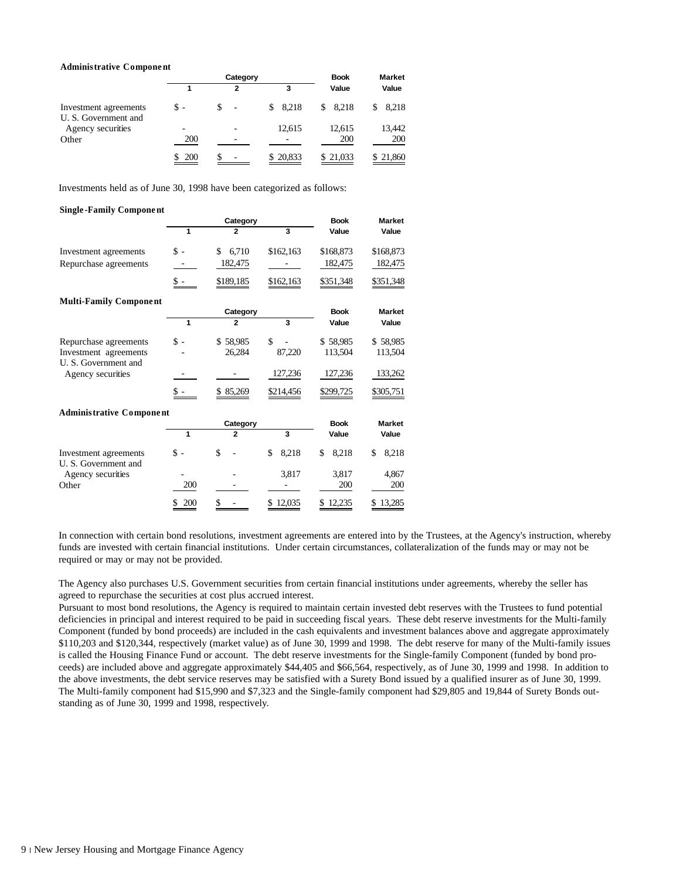**Administrative Component**

| | Category | | | Book | Market |
|---|---|---|---|---|---|
| | 1 | 2 | 3 | Value | Value |
| Investment agreements | $ - | $ - | $ 8,218 | $ 8,218 | $ 8,218 |
| U. S. Government and Agency securities | - | - | 12,615 | 12,615 | 13,442 |
| Other | 200 | - | - | 200 | 200 |
| | $ 200 | $ - | $ 20,833 | $ 21,033 | $ 21,860 |

Investments held as of June 30, 1998 have been categorized as follows:

**Single-Family Component**

| | Category | | | Book | Market |
|---|---|---|---|---|---|
| | 1 | 2 | 3 | Value | Value |
| Investment agreements | $ - | $ 6,710 | $162,163 | $168,873 | $168,873 |
| Repurchase agreements | - | 182,475 | - | 182,475 | 182,475 |
| | $ - | $189,185 | $162,163 | $351,348 | $351,348 |

**Multi-Family Component**

| | Category | | | Book | Market |
|---|---|---|---|---|---|
| | 1 | 2 | 3 | Value | Value |
| Repurchase agreements | $ - | $ 58,985 | $ - | $ 58,985 | $ 58,985 |
| Investment agreements | - | 26,284 | 87,220 | 113,504 | 113,504 |
| U. S. Government and Agency securities | - | - | 127,236 | 127,236 | 133,262 |
| | $ - | $ 85,269 | $214,456 | $299,725 | $305,751 |

**Administrative Component**

| | Category | | | Book | Market |
|---|---|---|---|---|---|
| | 1 | 2 | 3 | Value | Value |
| Investment agreements | $ - | $ - | $ 8,218 | $ 8,218 | $ 8,218 |
| U. S. Government and Agency securities | - | - | 3,817 | 3,817 | 4,867 |
| Other | 200 | - | - | 200 | 200 |
| | $ 200 | $ - | $ 12,035 | $ 12,235 | $ 13,285 |

In connection with certain bond resolutions, investment agreements are entered into by the Trustees, at the Agency's instruction, whereby funds are invested with certain financial institutions. Under certain circumstances, collateralization of the funds may or may not be required or may or may not be provided.

The Agency also purchases U.S. Government securities from certain financial institutions under agreements, whereby the seller has agreed to repurchase the securities at cost plus accrued interest.

Pursuant to most bond resolutions, the Agency is required to maintain certain invested debt reserves with the Trustees to fund potential deficiencies in principal and interest required to be paid in succeeding fiscal years. These debt reserve investments for the Multi-family Component (funded by bond proceeds) are included in the cash equivalents and investment balances above and aggregate approximately $110,203 and $120,344, respectively (market value) as of June 30, 1999 and 1998. The debt reserve for many of the Multi-family issues is called the Housing Finance Fund or account. The debt reserve investments for the Single-family Component (funded by bond proceeds) are included above and aggregate approximately $44,405 and $66,564, respectively, as of June 30, 1999 and 1998. In addition to the above investments, the debt service reserves may be satisfied with a Surety Bond issued by a qualified insurer as of June 30, 1999. The Multi-family component had $15,990 and $7,323 and the Single-family component had $29,805 and 19,844 of Surety Bonds outstanding as of June 30, 1999 and 1998, respectively.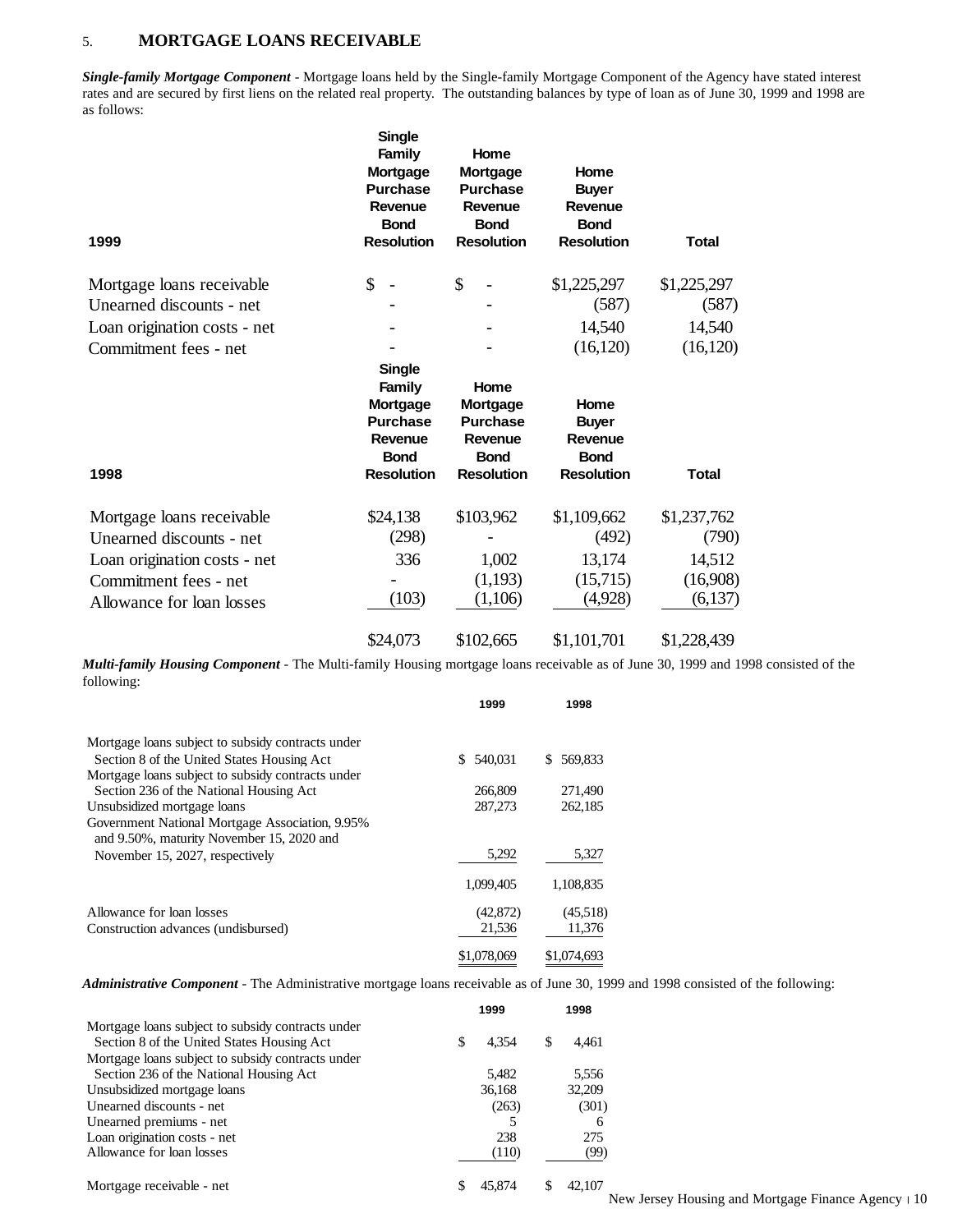5. **MORTGAGE LOANS RECEIVABLE**

***Single-family Mortgage Component*** - Mortgage loans held by the Single-family Mortgage Component of the Agency have stated interest rates and are secured by first liens on the related real property. The outstanding balances by type of loan as of June 30, 1999 and 1998 are as follows:

| 1999 | Single Family Mortgage Purchase Revenue Bond Resolution | Home Mortgage Purchase Revenue Bond Resolution | Home Buyer Revenue Bond Resolution | Total |
|---|---|---|---|---|
| Mortgage loans receivable | $ - | $ - | $1,225,297 | $1,225,297 |
| Unearned discounts - net | - | - | (587) | (587) |
| Loan origination costs - net | - | - | 14,540 | 14,540 |
| Commitment fees - net | - | - | (16,120) | (16,120) |

| 1998 | Single Family Mortgage Purchase Revenue Bond Resolution | Home Mortgage Purchase Revenue Bond Resolution | Home Buyer Revenue Bond Resolution | Total |
|---|---|---|---|---|
| Mortgage loans receivable | $24,138 | $103,962 | $1,109,662 | $1,237,762 |
| Unearned discounts - net | (298) | - | (492) | (790) |
| Loan origination costs - net | 336 | 1,002 | 13,174 | 14,512 |
| Commitment fees - net | - | (1,193) | (15,715) | (16,908) |
| Allowance for loan losses | (103) | (1,106) | (4,928) | (6,137) |
| | $24,073 | $102,665 | $1,101,701 | $1,228,439 |

***Multi-family Housing Component*** - The Multi-family Housing mortgage loans receivable as of June 30, 1999 and 1998 consisted of the following:

| | 1999 | 1998 |
|---|---|---|
| Mortgage loans subject to subsidy contracts under Section 8 of the United States Housing Act | $ 540,031 | $ 569,833 |
| Mortgage loans subject to subsidy contracts under Section 236 of the National Housing Act | 266,809 | 271,490 |
| Unsubsidized mortgage loans | 287,273 | 262,185 |
| Government National Mortgage Association, 9.95% and 9.50%, maturity November 15, 2020 and November 15, 2027, respectively | 5,292 | 5,327 |
| | 1,099,405 | 1,108,835 |
| Allowance for loan losses | (42,872) | (45,518) |
| Construction advances (undisbursed) | 21,536 | 11,376 |
| | $1,078,069 | $1,074,693 |

***Administrative Component*** - The Administrative mortgage loans receivable as of June 30, 1999 and 1998 consisted of the following:

| | 1999 | 1998 |
|---|---|---|
| Mortgage loans subject to subsidy contracts under Section 8 of the United States Housing Act | $ 4,354 | $ 4,461 |
| Mortgage loans subject to subsidy contracts under Section 236 of the National Housing Act | 5,482 | 5,556 |
| Unsubsidized mortgage loans | 36,168 | 32,209 |
| Unearned discounts - net | (263) | (301) |
| Unearned premiums - net | 5 | 6 |
| Loan origination costs - net | 238 | 275 |
| Allowance for loan losses | (110) | (99) |
| Mortgage receivable - net | $ 45,874 | $ 42,107 |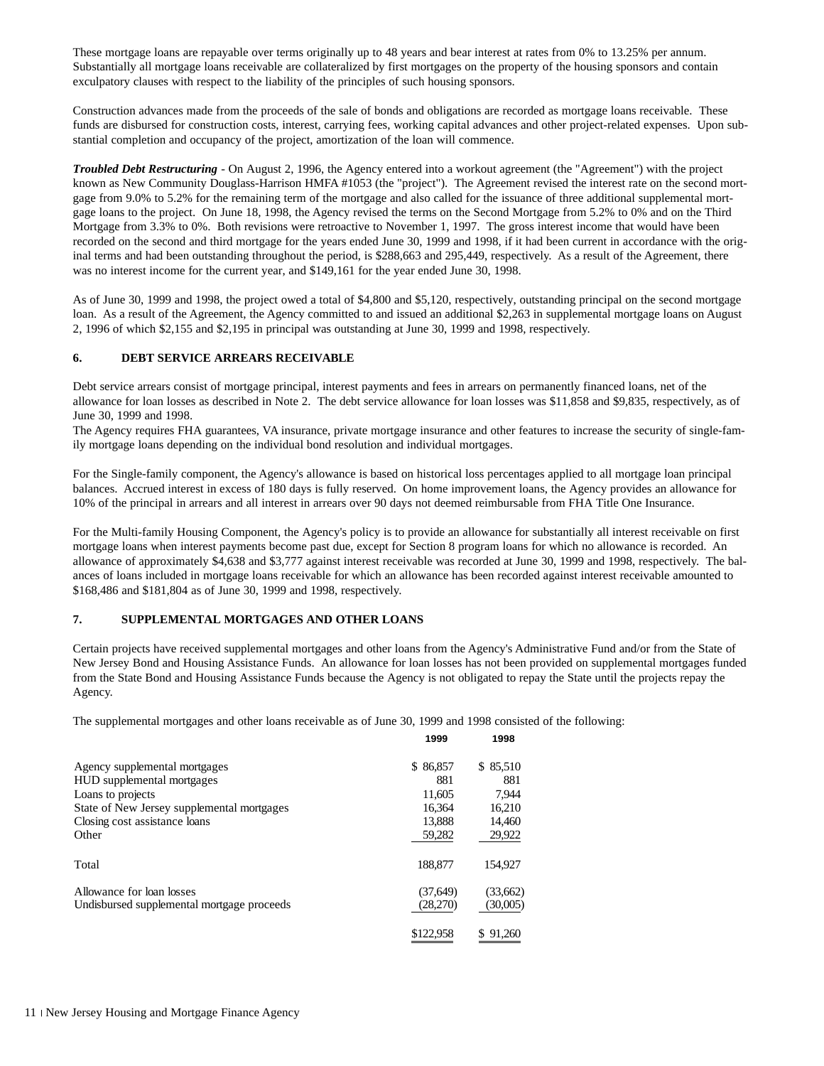These mortgage loans are repayable over terms originally up to 48 years and bear interest at rates from 0% to 13.25% per annum. Substantially all mortgage loans receivable are collateralized by first mortgages on the property of the housing sponsors and contain exculpatory clauses with respect to the liability of the principles of such housing sponsors.

Construction advances made from the proceeds of the sale of bonds and obligations are recorded as mortgage loans receivable. These funds are disbursed for construction costs, interest, carrying fees, working capital advances and other project-related expenses. Upon substantial completion and occupancy of the project, amortization of the loan will commence.

***Troubled Debt Restructuring*** - On August 2, 1996, the Agency entered into a workout agreement (the "Agreement") with the project known as New Community Douglass-Harrison HMFA #1053 (the "project"). The Agreement revised the interest rate on the second mortgage from 9.0% to 5.2% for the remaining term of the mortgage and also called for the issuance of three additional supplemental mortgage loans to the project. On June 18, 1998, the Agency revised the terms on the Second Mortgage from 5.2% to 0% and on the Third Mortgage from 3.3% to 0%. Both revisions were retroactive to November 1, 1997. The gross interest income that would have been recorded on the second and third mortgage for the years ended June 30, 1999 and 1998, if it had been current in accordance with the original terms and had been outstanding throughout the period, is $288,663 and 295,449, respectively. As a result of the Agreement, there was no interest income for the current year, and $149,161 for the year ended June 30, 1998.

As of June 30, 1999 and 1998, the project owed a total of $4,800 and $5,120, respectively, outstanding principal on the second mortgage loan. As a result of the Agreement, the Agency committed to and issued an additional $2,263 in supplemental mortgage loans on August 2, 1996 of which $2,155 and $2,195 in principal was outstanding at June 30, 1999 and 1998, respectively.

## 6. DEBT SERVICE ARREARS RECEIVABLE

Debt service arrears consist of mortgage principal, interest payments and fees in arrears on permanently financed loans, net of the allowance for loan losses as described in Note 2. The debt service allowance for loan losses was $11,858 and $9,835, respectively, as of June 30, 1999 and 1998.

The Agency requires FHA guarantees, VA insurance, private mortgage insurance and other features to increase the security of single-family mortgage loans depending on the individual bond resolution and individual mortgages.

For the Single-family component, the Agency's allowance is based on historical loss percentages applied to all mortgage loan principal balances. Accrued interest in excess of 180 days is fully reserved. On home improvement loans, the Agency provides an allowance for 10% of the principal in arrears and all interest in arrears over 90 days not deemed reimbursable from FHA Title One Insurance.

For the Multi-family Housing Component, the Agency's policy is to provide an allowance for substantially all interest receivable on first mortgage loans when interest payments become past due, except for Section 8 program loans for which no allowance is recorded. An allowance of approximately $4,638 and $3,777 against interest receivable was recorded at June 30, 1999 and 1998, respectively. The balances of loans included in mortgage loans receivable for which an allowance has been recorded against interest receivable amounted to $168,486 and $181,804 as of June 30, 1999 and 1998, respectively.

## 7. SUPPLEMENTAL MORTGAGES AND OTHER LOANS

Certain projects have received supplemental mortgages and other loans from the Agency's Administrative Fund and/or from the State of New Jersey Bond and Housing Assistance Funds. An allowance for loan losses has not been provided on supplemental mortgages funded from the State Bond and Housing Assistance Funds because the Agency is not obligated to repay the State until the projects repay the Agency.

The supplemental mortgages and other loans receivable as of June 30, 1999 and 1998 consisted of the following:

| | 1999 | 1998 |
|---|---|---|
| Agency supplemental mortgages | $ 86,857 | $ 85,510 |
| HUD supplemental mortgages | 881 | 881 |
| Loans to projects | 11,605 | 7,944 |
| State of New Jersey supplemental mortgages | 16,364 | 16,210 |
| Closing cost assistance loans | 13,888 | 14,460 |
| Other | 59,282 | 29,922 |
| Total | 188,877 | 154,927 |
| Allowance for loan losses | (37,649) | (33,662) |
| Undisbursed supplemental mortgage proceeds | (28,270) | (30,005) |
| | $122,958 | $ 91,260 |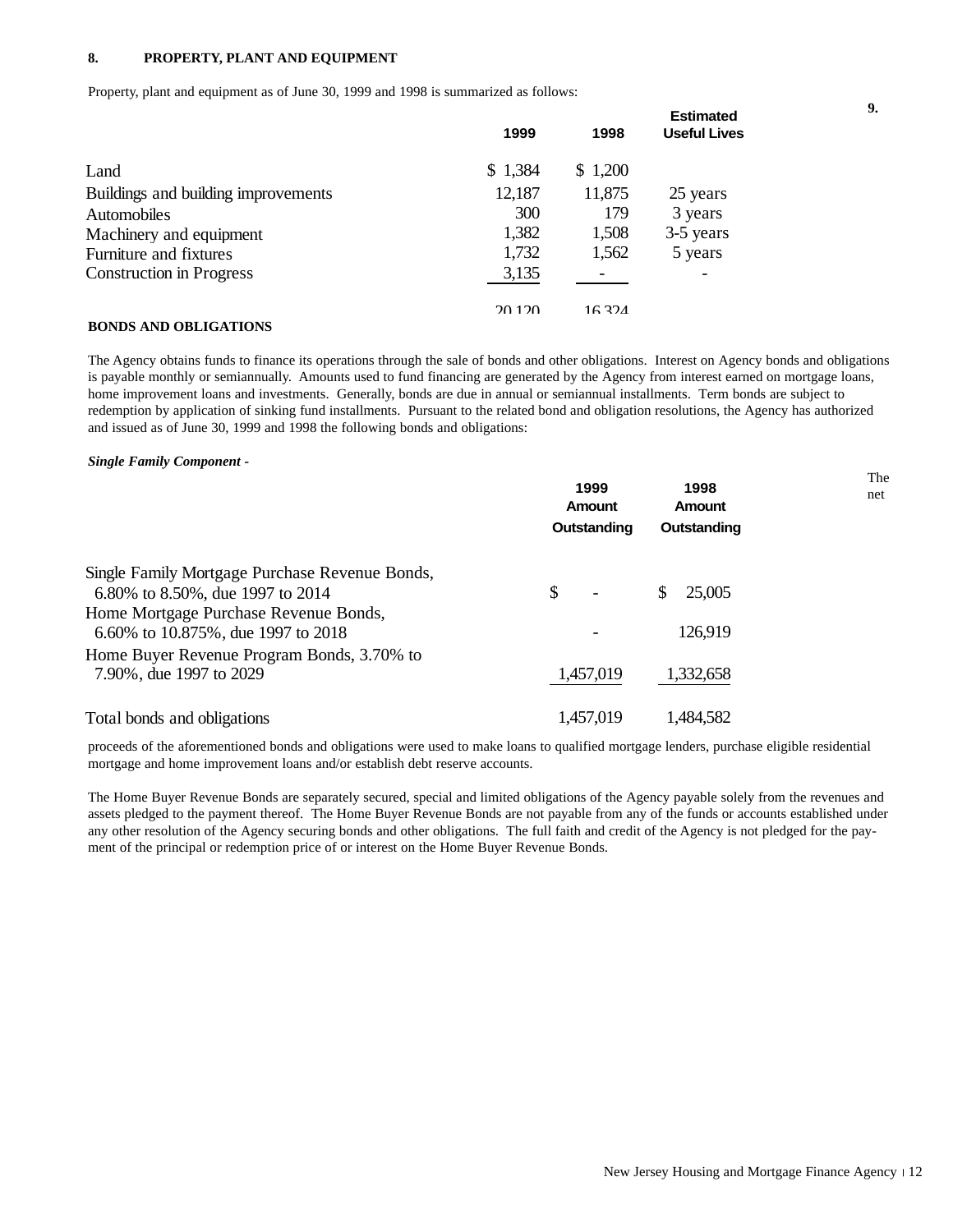## 8. PROPERTY, PLANT AND EQUIPMENT

Property, plant and equipment as of June 30, 1999 and 1998 is summarized as follows:

| | 1999 | 1998 | Estimated Useful Lives |
|---|---|---|---|
| Land | $ 1,384 | $ 1,200 | |
| Buildings and building improvements | 12,187 | 11,875 | 25 years |
| Automobiles | 300 | 179 | 3 years |
| Machinery and equipment | 1,382 | 1,508 | 3-5 years |
| Furniture and fixtures | 1,732 | 1,562 | 5 years |
| Construction in Progress | 3,135 | - | - |
| | 20,120 | 16,324 | |

## 9. BONDS AND OBLIGATIONS

The Agency obtains funds to finance its operations through the sale of bonds and other obligations. Interest on Agency bonds and obligations is payable monthly or semiannually. Amounts used to fund financing are generated by the Agency from interest earned on mortgage loans, home improvement loans and investments. Generally, bonds are due in annual or semiannual installments. Term bonds are subject to redemption by application of sinking fund installments. Pursuant to the related bond and obligation resolutions, the Agency has authorized and issued as of June 30, 1999 and 1998 the following bonds and obligations:

***Single Family Component -***

| | 1999 Amount Outstanding | 1998 Amount Outstanding |
|---|---|---|
| Single Family Mortgage Purchase Revenue Bonds, 6.80% to 8.50%, due 1997 to 2014 | $ - | $ 25,005 |
| Home Mortgage Purchase Revenue Bonds, 6.60% to 10.875%, due 1997 to 2018 | - | 126,919 |
| Home Buyer Revenue Program Bonds, 3.70% to 7.90%, due 1997 to 2029 | 1,457,019 | 1,332,658 |
| Total bonds and obligations | 1,457,019 | 1,484,582 |

The net proceeds of the aforementioned bonds and obligations were used to make loans to qualified mortgage lenders, purchase eligible residential mortgage and home improvement loans and/or establish debt reserve accounts.

The Home Buyer Revenue Bonds are separately secured, special and limited obligations of the Agency payable solely from the revenues and assets pledged to the payment thereof. The Home Buyer Revenue Bonds are not payable from any of the funds or accounts established under any other resolution of the Agency securing bonds and other obligations. The full faith and credit of the Agency is not pledged for the payment of the principal or redemption price of or interest on the Home Buyer Revenue Bonds.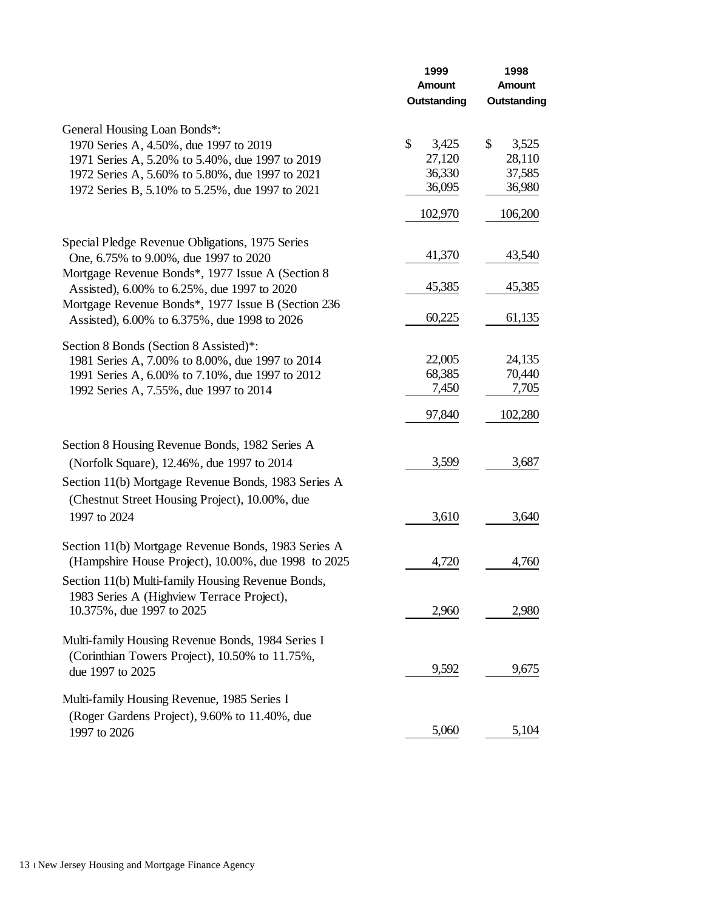| | 1999 Amount Outstanding | 1998 Amount Outstanding |
|---|---|---|
| General Housing Loan Bonds*: | | |
| 1970 Series A, 4.50%, due 1997 to 2019 | $ 3,425 | $ 3,525 |
| 1971 Series A, 5.20% to 5.40%, due 1997 to 2019 | 27,120 | 28,110 |
| 1972 Series A, 5.60% to 5.80%, due 1997 to 2021 | 36,330 | 37,585 |
| 1972 Series B, 5.10% to 5.25%, due 1997 to 2021 | 36,095 | 36,980 |
| | 102,970 | 106,200 |
| Special Pledge Revenue Obligations, 1975 Series One, 6.75% to 9.00%, due 1997 to 2020 | 41,370 | 43,540 |
| Mortgage Revenue Bonds*, 1977 Issue A (Section 8 Assisted), 6.00% to 6.25%, due 1997 to 2020 | 45,385 | 45,385 |
| Mortgage Revenue Bonds*, 1977 Issue B (Section 236 Assisted), 6.00% to 6.375%, due 1998 to 2026 | 60,225 | 61,135 |
| Section 8 Bonds (Section 8 Assisted)*: | | |
| 1981 Series A, 7.00% to 8.00%, due 1997 to 2014 | 22,005 | 24,135 |
| 1991 Series A, 6.00% to 7.10%, due 1997 to 2012 | 68,385 | 70,440 |
| 1992 Series A, 7.55%, due 1997 to 2014 | 7,450 | 7,705 |
| | 97,840 | 102,280 |
| Section 8 Housing Revenue Bonds, 1982 Series A (Norfolk Square), 12.46%, due 1997 to 2014 | 3,599 | 3,687 |
| Section 11(b) Mortgage Revenue Bonds, 1983 Series A (Chestnut Street Housing Project), 10.00%, due 1997 to 2024 | 3,610 | 3,640 |
| Section 11(b) Mortgage Revenue Bonds, 1983 Series A (Hampshire House Project), 10.00%, due 1998 to 2025 | 4,720 | 4,760 |
| Section 11(b) Multi-family Housing Revenue Bonds, 1983 Series A (Highview Terrace Project), 10.375%, due 1997 to 2025 | 2,960 | 2,980 |
| Multi-family Housing Revenue Bonds, 1984 Series I (Corinthian Towers Project), 10.50% to 11.75%, due 1997 to 2025 | 9,592 | 9,675 |
| Multi-family Housing Revenue, 1985 Series I (Roger Gardens Project), 9.60% to 11.40%, due 1997 to 2026 | 5,060 | 5,104 |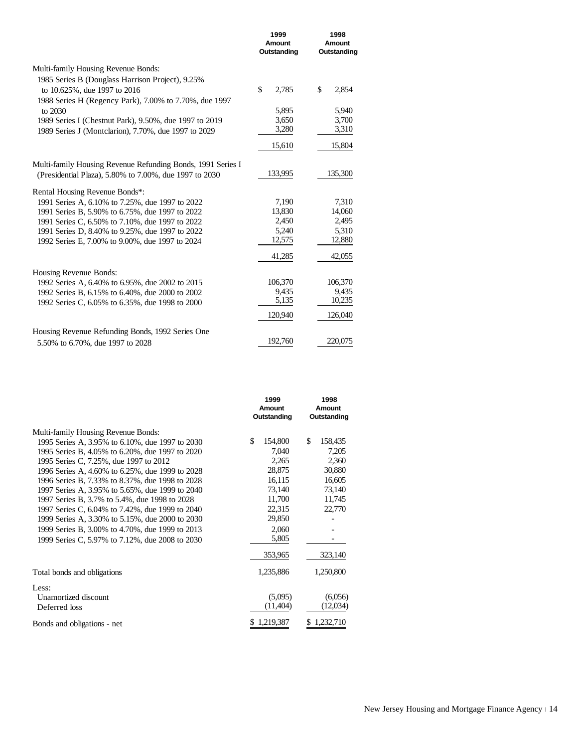| | 1999 Amount Outstanding | 1998 Amount Outstanding |
|---|---|---|
| Multi-family Housing Revenue Bonds: | | |
| 1985 Series B (Douglass Harrison Project), 9.25% to 10.625%, due 1997 to 2016 | $ 2,785 | $ 2,854 |
| 1988 Series H (Regency Park), 7.00% to 7.70%, due 1997 to 2030 | 5,895 | 5,940 |
| 1989 Series I (Chestnut Park), 9.50%, due 1997 to 2019 | 3,650 | 3,700 |
| 1989 Series J (Montclarion), 7.70%, due 1997 to 2029 | 3,280 | 3,310 |
| | 15,610 | 15,804 |
| Multi-family Housing Revenue Refunding Bonds, 1991 Series I (Presidential Plaza), 5.80% to 7.00%, due 1997 to 2030 | 133,995 | 135,300 |
| Rental Housing Revenue Bonds*: | | |
| 1991 Series A, 6.10% to 7.25%, due 1997 to 2022 | 7,190 | 7,310 |
| 1991 Series B, 5.90% to 6.75%, due 1997 to 2022 | 13,830 | 14,060 |
| 1991 Series C, 6.50% to 7.10%, due 1997 to 2022 | 2,450 | 2,495 |
| 1991 Series D, 8.40% to 9.25%, due 1997 to 2022 | 5,240 | 5,310 |
| 1992 Series E, 7.00% to 9.00%, due 1997 to 2024 | 12,575 | 12,880 |
| | 41,285 | 42,055 |
| Housing Revenue Bonds: | | |
| 1992 Series A, 6.40% to 6.95%, due 2002 to 2015 | 106,370 | 106,370 |
| 1992 Series B, 6.15% to 6.40%, due 2000 to 2002 | 9,435 | 9,435 |
| 1992 Series C, 6.05% to 6.35%, due 1998 to 2000 | 5,135 | 10,235 |
| | 120,940 | 126,040 |
| Housing Revenue Refunding Bonds, 1992 Series One 5.50% to 6.70%, due 1997 to 2028 | 192,760 | 220,075 |

| | 1999 Amount Outstanding | 1998 Amount Outstanding |
|---|---|---|
| Multi-family Housing Revenue Bonds: | | |
| 1995 Series A, 3.95% to 6.10%, due 1997 to 2030 | $ 154,800 | $ 158,435 |
| 1995 Series B, 4.05% to 6.20%, due 1997 to 2020 | 7,040 | 7,205 |
| 1995 Series C, 7.25%, due 1997 to 2012 | 2,265 | 2,360 |
| 1996 Series A, 4.60% to 6.25%, due 1999 to 2028 | 28,875 | 30,880 |
| 1996 Series B, 7.33% to 8.37%, due 1998 to 2028 | 16,115 | 16,605 |
| 1997 Series A, 3.95% to 5.65%, due 1999 to 2040 | 73,140 | 73,140 |
| 1997 Series B, 3.7% to 5.4%, due 1998 to 2028 | 11,700 | 11,745 |
| 1997 Series C, 6.04% to 7.42%, due 1999 to 2040 | 22,315 | 22,770 |
| 1999 Series A, 3.30% to 5.15%, due 2000 to 2030 | 29,850 | - |
| 1999 Series B, 3.00% to 4.70%, due 1999 to 2013 | 2,060 | - |
| 1999 Series C, 5.97% to 7.12%, due 2008 to 2030 | 5,805 | - |
| | 353,965 | 323,140 |
| Total bonds and obligations | 1,235,886 | 1,250,800 |
| Less: | | |
| Unamortized discount | (5,095) | (6,056) |
| Deferred loss | (11,404) | (12,034) |
| Bonds and obligations - net | $ 1,219,387 | $ 1,232,710 |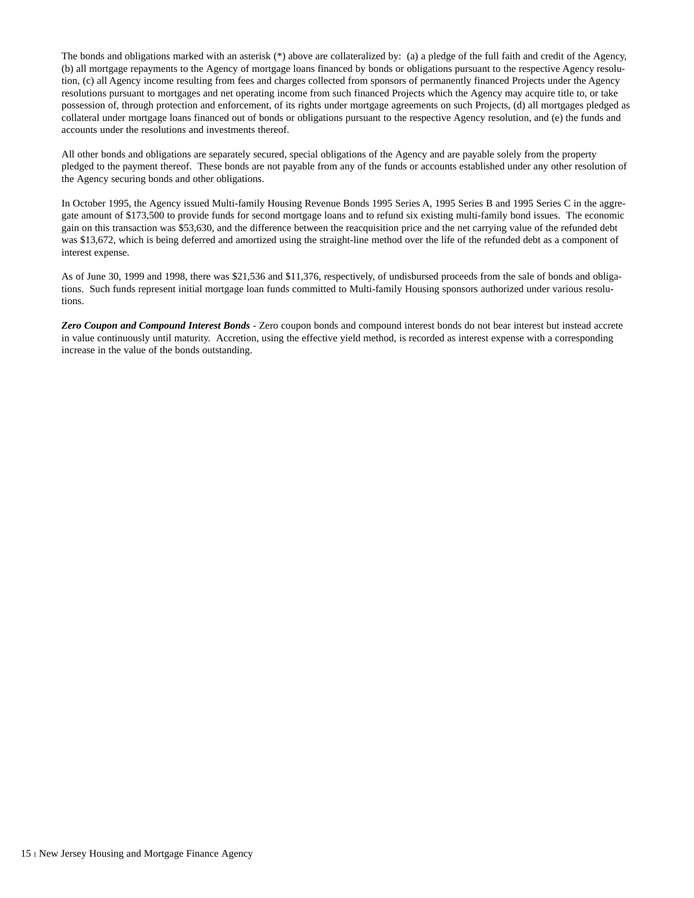The bonds and obligations marked with an asterisk (*) above are collateralized by: (a) a pledge of the full faith and credit of the Agency, (b) all mortgage repayments to the Agency of mortgage loans financed by bonds or obligations pursuant to the respective Agency resolution, (c) all Agency income resulting from fees and charges collected from sponsors of permanently financed Projects under the Agency resolutions pursuant to mortgages and net operating income from such financed Projects which the Agency may acquire title to, or take possession of, through protection and enforcement, of its rights under mortgage agreements on such Projects, (d) all mortgages pledged as collateral under mortgage loans financed out of bonds or obligations pursuant to the respective Agency resolution, and (e) the funds and accounts under the resolutions and investments thereof.

All other bonds and obligations are separately secured, special obligations of the Agency and are payable solely from the property pledged to the payment thereof. These bonds are not payable from any of the funds or accounts established under any other resolution of the Agency securing bonds and other obligations.

In October 1995, the Agency issued Multi-family Housing Revenue Bonds 1995 Series A, 1995 Series B and 1995 Series C in the aggregate amount of $173,500 to provide funds for second mortgage loans and to refund six existing multi-family bond issues. The economic gain on this transaction was $53,630, and the difference between the reacquisition price and the net carrying value of the refunded debt was $13,672, which is being deferred and amortized using the straight-line method over the life of the refunded debt as a component of interest expense.

As of June 30, 1999 and 1998, there was $21,536 and $11,376, respectively, of undisbursed proceeds from the sale of bonds and obligations. Such funds represent initial mortgage loan funds committed to Multi-family Housing sponsors authorized under various resolutions.

***Zero Coupon and Compound Interest Bonds*** - Zero coupon bonds and compound interest bonds do not bear interest but instead accrete in value continuously until maturity. Accretion, using the effective yield method, is recorded as interest expense with a corresponding increase in the value of the bonds outstanding.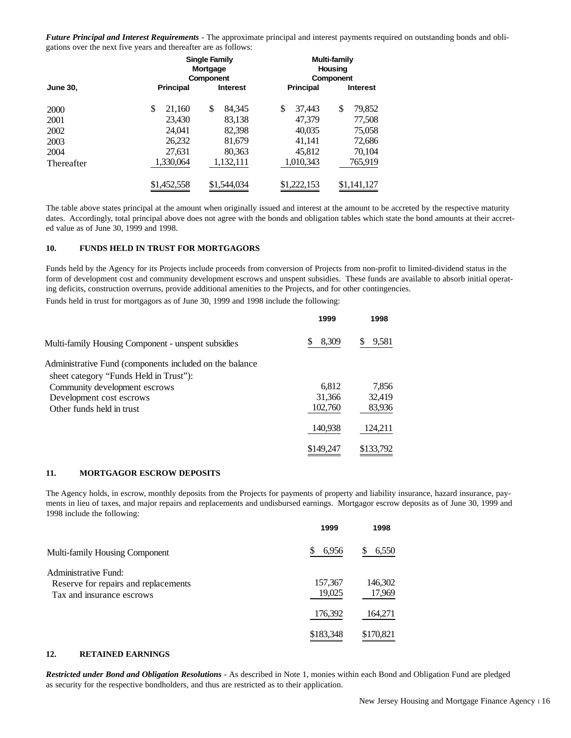***Future Principal and Interest Requirements*** - The approximate principal and interest payments required on outstanding bonds and obligations over the next five years and thereafter are as follows:

| | Single Family Mortgage Component | | Multi-family Housing Component | |
|---|---|---|---|---|
| **June 30,** | **Principal** | **Interest** | **Principal** | **Interest** |
| 2000 | $ 21,160 | $ 84,345 | $ 37,443 | $ 79,852 |
| 2001 | 23,430 | 83,138 | 47,379 | 77,508 |
| 2002 | 24,041 | 82,398 | 40,035 | 75,058 |
| 2003 | 26,232 | 81,679 | 41,141 | 72,686 |
| 2004 | 27,631 | 80,363 | 45,812 | 70,104 |
| Thereafter | 1,330,064 | 1,132,111 | 1,010,343 | 765,919 |
| | $1,452,558 | $1,544,034 | $1,222,153 | $1,141,127 |

The table above states principal at the amount when originally issued and interest at the amount to be accreted by the respective maturity dates. Accordingly, total principal above does not agree with the bonds and obligation tables which state the bond amounts at their accreted value as of June 30, 1999 and 1998.

## 10. FUNDS HELD IN TRUST FOR MORTGAGORS

Funds held by the Agency for its Projects include proceeds from conversion of Projects from non-profit to limited-dividend status in the form of development cost and community development escrows and unspent subsidies. These funds are available to absorb initial operating deficits, construction overruns, provide additional amenities to the Projects, and for other contingencies.

Funds held in trust for mortgagors as of June 30, 1999 and 1998 include the following:

| | 1999 | 1998 |
|---|---|---|
| Multi-family Housing Component - unspent subsidies | $ 8,309 | $ 9,581 |
| Administrative Fund (components included on the balance sheet category “Funds Held in Trust”): | | |
| Community development escrows | 6,812 | 7,856 |
| Development cost escrows | 31,366 | 32,419 |
| Other funds held in trust | 102,760 | 83,936 |
| | 140,938 | 124,211 |
| | $149,247 | $133,792 |

## 11. MORTGAGOR ESCROW DEPOSITS

The Agency holds, in escrow, monthly deposits from the Projects for payments of property and liability insurance, hazard insurance, payments in lieu of taxes, and major repairs and replacements and undisbursed earnings. Mortgagor escrow deposits as of June 30, 1999 and 1998 include the following:

| | 1999 | 1998 |
|---|---|---|
| Multi-family Housing Component | $ 6,956 | $ 6,550 |
| Administrative Fund: | | |
| Reserve for repairs and replacements | 157,367 | 146,302 |
| Tax and insurance escrows | 19,025 | 17,969 |
| | 176,392 | 164,271 |
| | $183,348 | $170,821 |

## 12. RETAINED EARNINGS

***Restricted under Bond and Obligation Resolutions*** - As described in Note 1, monies within each Bond and Obligation Fund are pledged as security for the respective bondholders, and thus are restricted as to their application.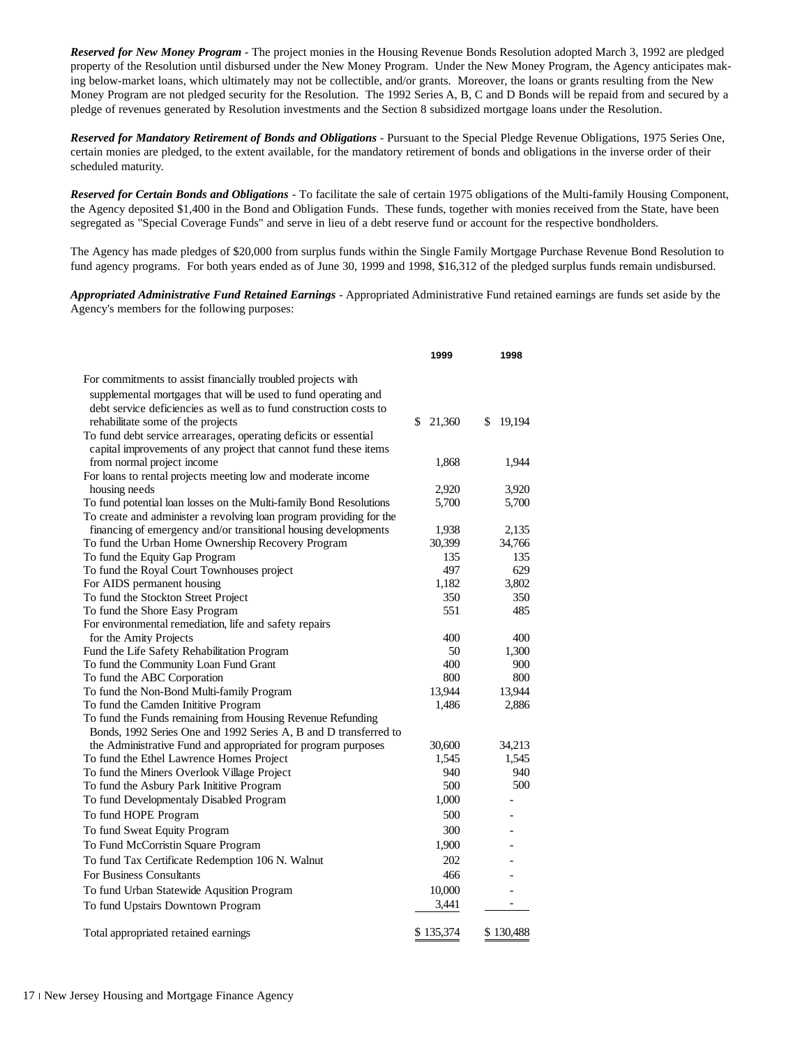***Reserved for New Money Program*** - The project monies in the Housing Revenue Bonds Resolution adopted March 3, 1992 are pledged property of the Resolution until disbursed under the New Money Program. Under the New Money Program, the Agency anticipates making below-market loans, which ultimately may not be collectible, and/or grants. Moreover, the loans or grants resulting from the New Money Program are not pledged security for the Resolution. The 1992 Series A, B, C and D Bonds will be repaid from and secured by a pledge of revenues generated by Resolution investments and the Section 8 subsidized mortgage loans under the Resolution.

***Reserved for Mandatory Retirement of Bonds and Obligations*** - Pursuant to the Special Pledge Revenue Obligations, 1975 Series One, certain monies are pledged, to the extent available, for the mandatory retirement of bonds and obligations in the inverse order of their scheduled maturity.

***Reserved for Certain Bonds and Obligations*** - To facilitate the sale of certain 1975 obligations of the Multi-family Housing Component, the Agency deposited $1,400 in the Bond and Obligation Funds. These funds, together with monies received from the State, have been segregated as "Special Coverage Funds" and serve in lieu of a debt reserve fund or account for the respective bondholders.

The Agency has made pledges of $20,000 from surplus funds within the Single Family Mortgage Purchase Revenue Bond Resolution to fund agency programs. For both years ended as of June 30, 1999 and 1998, $16,312 of the pledged surplus funds remain undisbursed.

***Appropriated Administrative Fund Retained Earnings*** - Appropriated Administrative Fund retained earnings are funds set aside by the Agency's members for the following purposes:

| | 1999 | 1998 |
|---|---|---|
| For commitments to assist financially troubled projects with supplemental mortgages that will be used to fund operating and debt service deficiencies as well as to fund construction costs to rehabilitate some of the projects | $ 21,360 | $ 19,194 |
| To fund debt service arrearages, operating deficits or essential capital improvements of any project that cannot fund these items from normal project income | 1,868 | 1,944 |
| For loans to rental projects meeting low and moderate income housing needs | 2,920 | 3,920 |
| To fund potential loan losses on the Multi-family Bond Resolutions | 5,700 | 5,700 |
| To create and administer a revolving loan program providing for the financing of emergency and/or transitional housing developments | 1,938 | 2,135 |
| To fund the Urban Home Ownership Recovery Program | 30,399 | 34,766 |
| To fund the Equity Gap Program | 135 | 135 |
| To fund the Royal Court Townhouses project | 497 | 629 |
| For AIDS permanent housing | 1,182 | 3,802 |
| To fund the Stockton Street Project | 350 | 350 |
| To fund the Shore Easy Program | 551 | 485 |
| For environmental remediation, life and safety repairs for the Amity Projects | 400 | 400 |
| Fund the Life Safety Rehabilitation Program | 50 | 1,300 |
| To fund the Community Loan Fund Grant | 400 | 900 |
| To fund the ABC Corporation | 800 | 800 |
| To fund the Non-Bond Multi-family Program | 13,944 | 13,944 |
| To fund the Camden Inititive Program | 1,486 | 2,886 |
| To fund the Funds remaining from Housing Revenue Refunding Bonds, 1992 Series One and 1992 Series A, B and D transferred to the Administrative Fund and appropriated for program purposes | 30,600 | 34,213 |
| To fund the Ethel Lawrence Homes Project | 1,545 | 1,545 |
| To fund the Miners Overlook Village Project | 940 | 940 |
| To fund the Asbury Park Inititive Program | 500 | 500 |
| To fund Developmentaly Disabled Program | 1,000 | - |
| To fund HOPE Program | 500 | - |
| To fund Sweat Equity Program | 300 | - |
| To Fund McCorristin Square Program | 1,900 | - |
| To fund Tax Certificate Redemption 106 N. Walnut | 202 | - |
| For Business Consultants | 466 | - |
| To fund Urban Statewide Ausition Program | 10,000 | - |
| To fund Upstairs Downtown Program | 3,441 | - |
| Total appropriated retained earnings | $ 135,374 | $ 130,488 |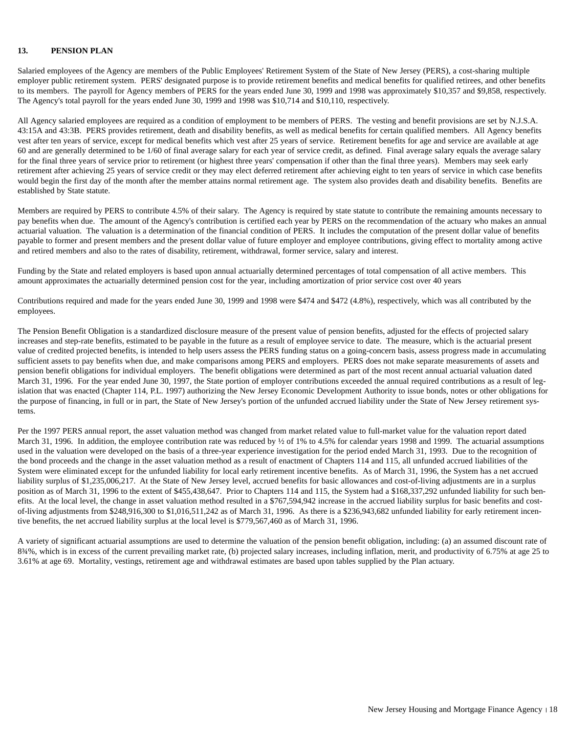## 13. PENSION PLAN

Salaried employees of the Agency are members of the Public Employees' Retirement System of the State of New Jersey (PERS), a cost-sharing multiple employer public retirement system. PERS' designated purpose is to provide retirement benefits and medical benefits for qualified retirees, and other benefits to its members. The payroll for Agency members of PERS for the years ended June 30, 1999 and 1998 was approximately $10,357 and $9,858, respectively. The Agency's total payroll for the years ended June 30, 1999 and 1998 was $10,714 and $10,110, respectively.

All Agency salaried employees are required as a condition of employment to be members of PERS. The vesting and benefit provisions are set by N.J.S.A. 43:15A and 43:3B. PERS provides retirement, death and disability benefits, as well as medical benefits for certain qualified members. All Agency benefits vest after ten years of service, except for medical benefits which vest after 25 years of service. Retirement benefits for age and service are available at age 60 and are generally determined to be 1/60 of final average salary for each year of service credit, as defined. Final average salary equals the average salary for the final three years of service prior to retirement (or highest three years' compensation if other than the final three years). Members may seek early retirement after achieving 25 years of service credit or they may elect deferred retirement after achieving eight to ten years of service in which case benefits would begin the first day of the month after the member attains normal retirement age. The system also provides death and disability benefits. Benefits are established by State statute.

Members are required by PERS to contribute 4.5% of their salary. The Agency is required by state statute to contribute the remaining amounts necessary to pay benefits when due. The amount of the Agency's contribution is certified each year by PERS on the recommendation of the actuary who makes an annual actuarial valuation. The valuation is a determination of the financial condition of PERS. It includes the computation of the present dollar value of benefits payable to former and present members and the present dollar value of future employer and employee contributions, giving effect to mortality among active and retired members and also to the rates of disability, retirement, withdrawal, former service, salary and interest.

Funding by the State and related employers is based upon annual actuarially determined percentages of total compensation of all active members. This amount approximates the actuarially determined pension cost for the year, including amortization of prior service cost over 40 years

Contributions required and made for the years ended June 30, 1999 and 1998 were $474 and $472 (4.8%), respectively, which was all contributed by the employees.

The Pension Benefit Obligation is a standardized disclosure measure of the present value of pension benefits, adjusted for the effects of projected salary increases and step-rate benefits, estimated to be payable in the future as a result of employee service to date. The measure, which is the actuarial present value of credited projected benefits, is intended to help users assess the PERS funding status on a going-concern basis, assess progress made in accumulating sufficient assets to pay benefits when due, and make comparisons among PERS and employers. PERS does not make separate measurements of assets and pension benefit obligations for individual employers. The benefit obligations were determined as part of the most recent annual actuarial valuation dated March 31, 1996. For the year ended June 30, 1997, the State portion of employer contributions exceeded the annual required contributions as a result of legislation that was enacted (Chapter 114, P.L. 1997) authorizing the New Jersey Economic Development Authority to issue bonds, notes or other obligations for the purpose of financing, in full or in part, the State of New Jersey's portion of the unfunded accrued liability under the State of New Jersey retirement systems.

Per the 1997 PERS annual report, the asset valuation method was changed from market related value to full-market value for the valuation report dated March 31, 1996. In addition, the employee contribution rate was reduced by ½ of 1% to 4.5% for calendar years 1998 and 1999. The actuarial assumptions used in the valuation were developed on the basis of a three-year experience investigation for the period ended March 31, 1993. Due to the recognition of the bond proceeds and the change in the asset valuation method as a result of enactment of Chapters 114 and 115, all unfunded accrued liabilities of the System were eliminated except for the unfunded liability for local early retirement incentive benefits. As of March 31, 1996, the System has a net accrued liability surplus of $1,235,006,217. At the State of New Jersey level, accrued benefits for basic allowances and cost-of-living adjustments are in a surplus position as of March 31, 1996 to the extent of $455,438,647. Prior to Chapters 114 and 115, the System had a $168,337,292 unfunded liability for such benefits. At the local level, the change in asset valuation method resulted in a $767,594,942 increase in the accrued liability surplus for basic benefits and cost-of-living adjustments from $248,916,300 to $1,016,511,242 as of March 31, 1996. As there is a $236,943,682 unfunded liability for early retirement incentive benefits, the net accrued liability surplus at the local level is $779,567,460 as of March 31, 1996.

A variety of significant actuarial assumptions are used to determine the valuation of the pension benefit obligation, including: (a) an assumed discount rate of 8¾%, which is in excess of the current prevailing market rate, (b) projected salary increases, including inflation, merit, and productivity of 6.75% at age 25 to 3.61% at age 69. Mortality, vestings, retirement age and withdrawal estimates are based upon tables supplied by the Plan actuary.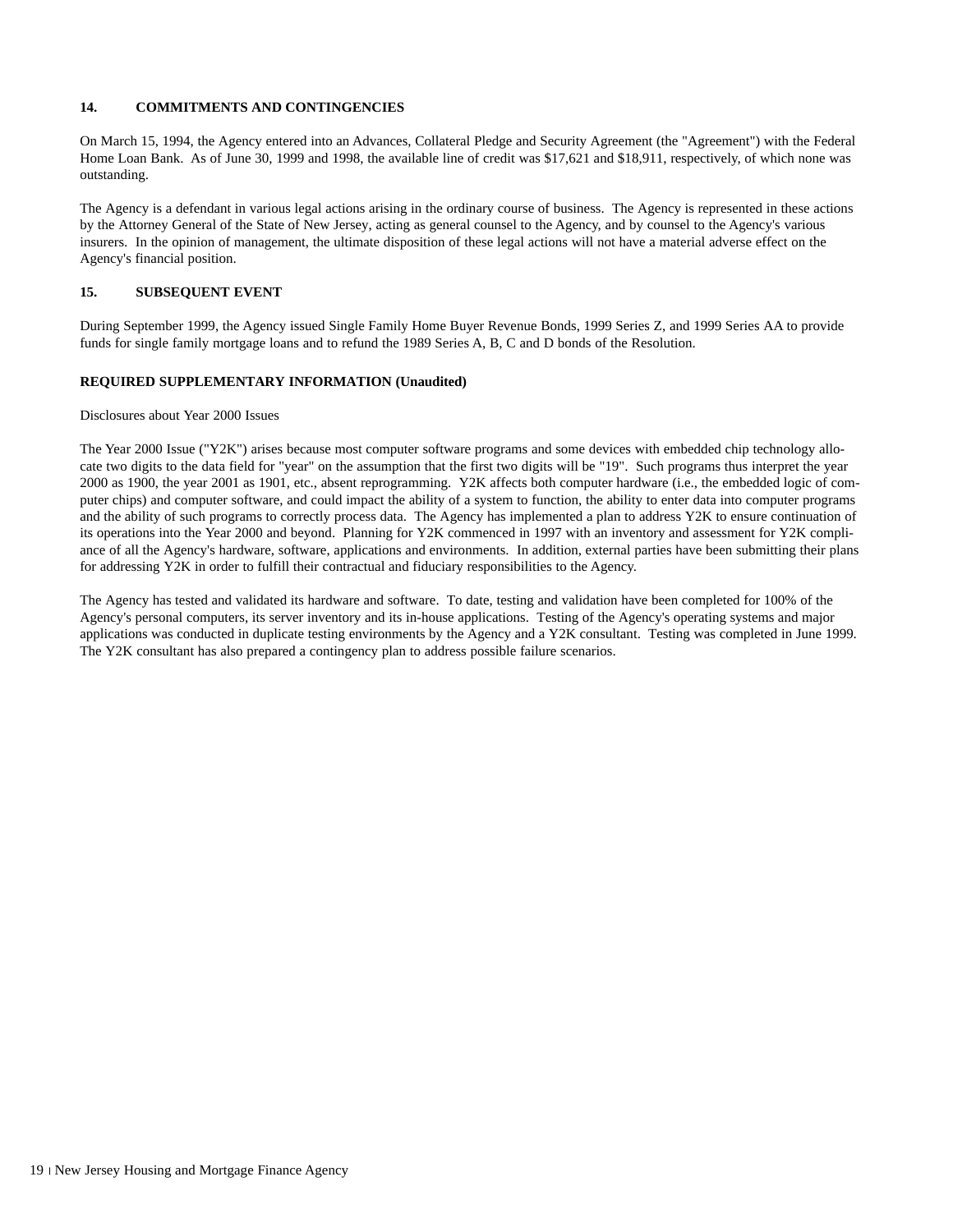### 14. COMMITMENTS AND CONTINGENCIES

On March 15, 1994, the Agency entered into an Advances, Collateral Pledge and Security Agreement (the "Agreement") with the Federal Home Loan Bank. As of June 30, 1999 and 1998, the available line of credit was $17,621 and $18,911, respectively, of which none was outstanding.

The Agency is a defendant in various legal actions arising in the ordinary course of business. The Agency is represented in these actions by the Attorney General of the State of New Jersey, acting as general counsel to the Agency, and by counsel to the Agency's various insurers. In the opinion of management, the ultimate disposition of these legal actions will not have a material adverse effect on the Agency's financial position.

### 15. SUBSEQUENT EVENT

During September 1999, the Agency issued Single Family Home Buyer Revenue Bonds, 1999 Series Z, and 1999 Series AA to provide funds for single family mortgage loans and to refund the 1989 Series A, B, C and D bonds of the Resolution.

### REQUIRED SUPPLEMENTARY INFORMATION (Unaudited)

Disclosures about Year 2000 Issues

The Year 2000 Issue ("Y2K") arises because most computer software programs and some devices with embedded chip technology allocate two digits to the data field for "year" on the assumption that the first two digits will be "19". Such programs thus interpret the year 2000 as 1900, the year 2001 as 1901, etc., absent reprogramming. Y2K affects both computer hardware (i.e., the embedded logic of computer chips) and computer software, and could impact the ability of a system to function, the ability to enter data into computer programs and the ability of such programs to correctly process data. The Agency has implemented a plan to address Y2K to ensure continuation of its operations into the Year 2000 and beyond. Planning for Y2K commenced in 1997 with an inventory and assessment for Y2K compliance of all the Agency's hardware, software, applications and environments. In addition, external parties have been submitting their plans for addressing Y2K in order to fulfill their contractual and fiduciary responsibilities to the Agency.

The Agency has tested and validated its hardware and software. To date, testing and validation have been completed for 100% of the Agency's personal computers, its server inventory and its in-house applications. Testing of the Agency's operating systems and major applications was conducted in duplicate testing environments by the Agency and a Y2K consultant. Testing was completed in June 1999. The Y2K consultant has also prepared a contingency plan to address possible failure scenarios.